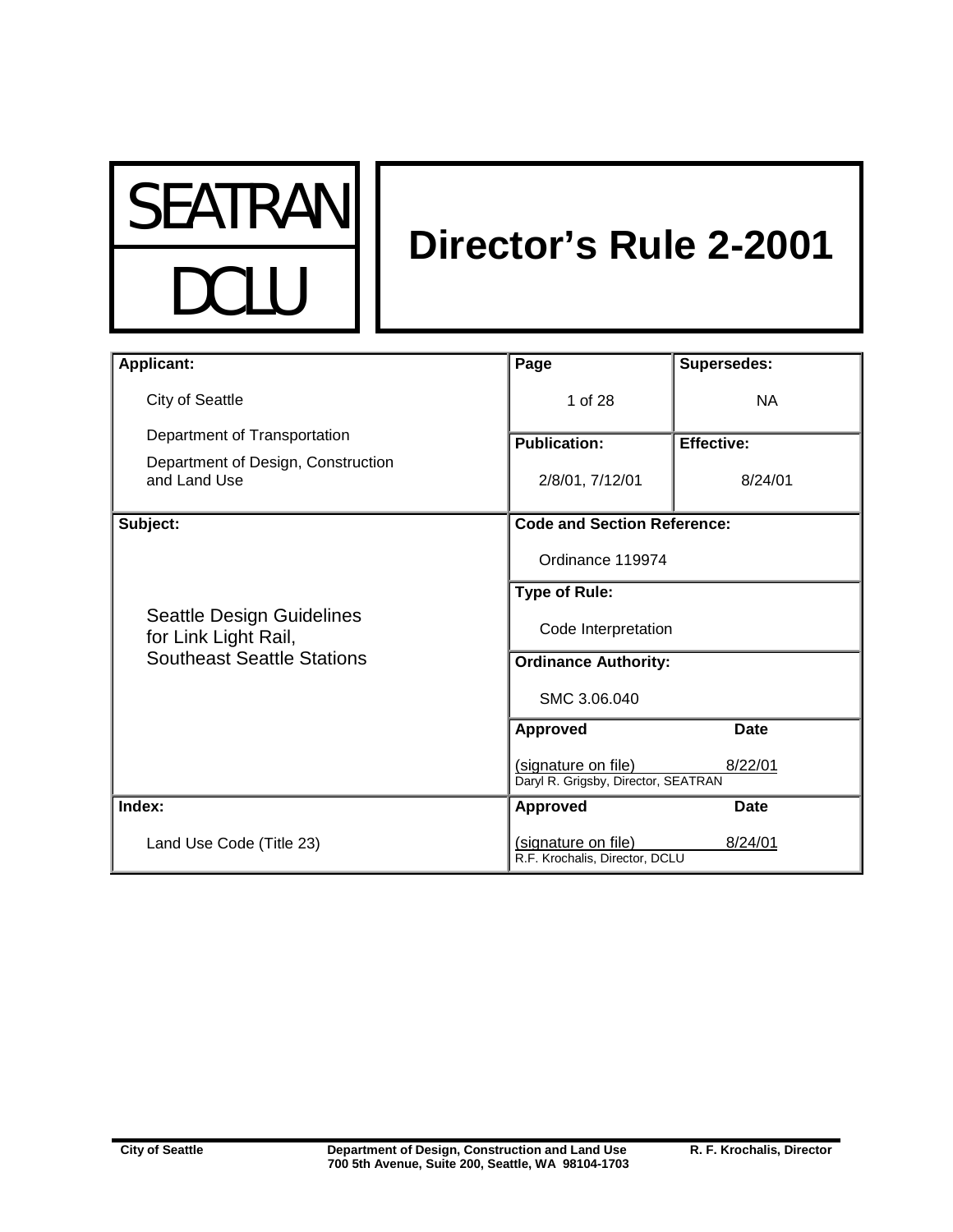SEATRAN

DCLU

# Director's Rule 2-2001

| **Applicant:** | **Page** | **Supersedes:** |
|---|---|---|
| City of Seattle<br>Department of Transportation<br>Department of Design, Construction and Land Use | 1 of 28 | NA |
| | **Publication:** | **Effective:** |
| | 2/8/01, 7/12/01 | 8/24/01 |
| **Subject:** | **Code and Section Reference:** | |
| Seattle Design Guidelines for Link Light Rail, Southeast Seattle Stations | Ordinance 119974 | |
| | **Type of Rule:** | |
| | Code Interpretation | |
| | **Ordinance Authority:** | |
| | SMC 3.06.040 | |
| | **Approved** | **Date** |
| | (signature on file)<br>Daryl R. Grigsby, Director, SEATRAN | 8/22/01 |
| **Index:** | **Approved** | **Date** |
| Land Use Code (Title 23) | (signature on file)<br>R.F. Krochalis, Director, DCLU | 8/24/01 |

City of Seattle — Department of Design, Construction and Land Use — R. F. Krochalis, Director
700 5th Avenue, Suite 200, Seattle, WA 98104-1703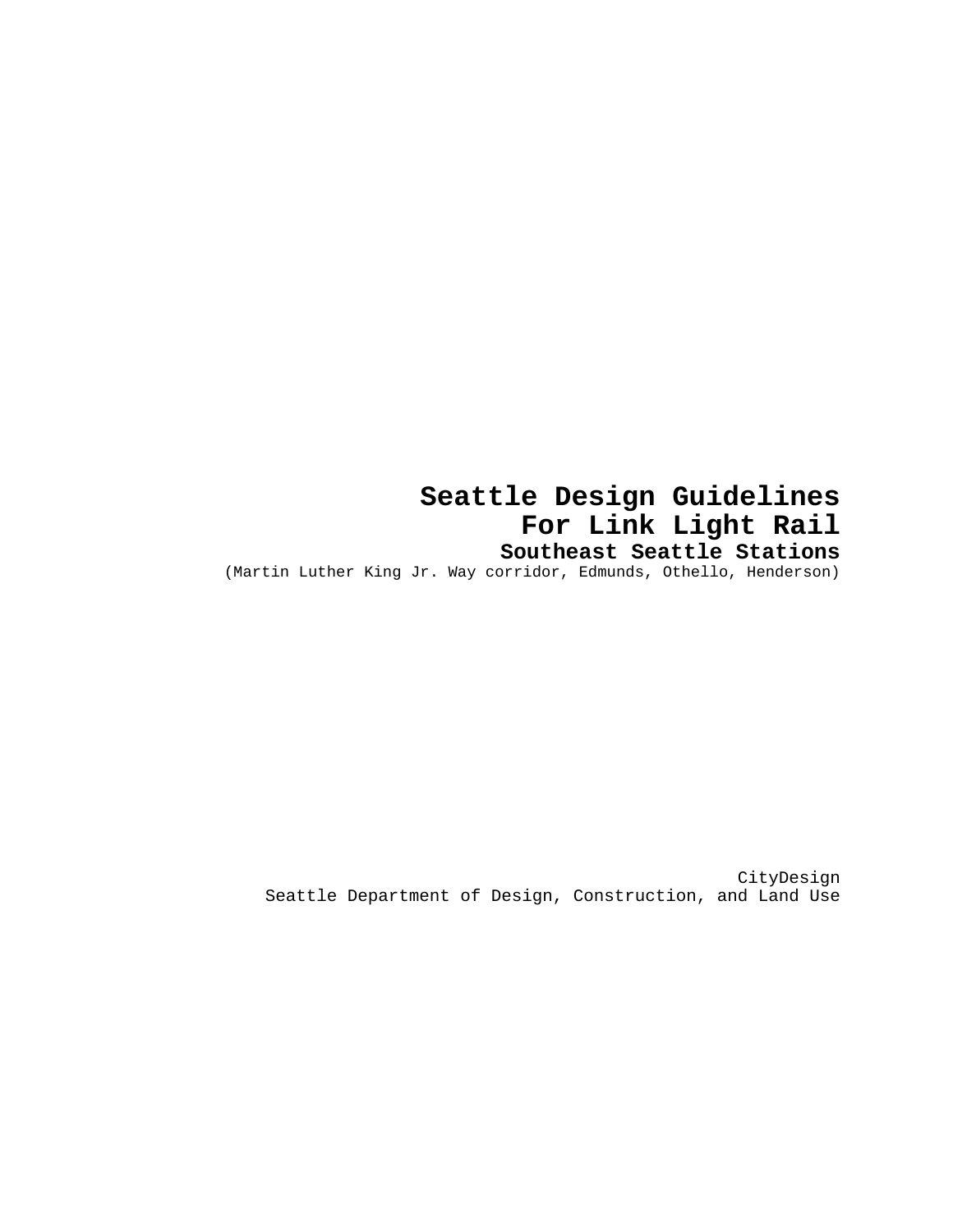# Seattle Design Guidelines
# For Link Light Rail
## Southeast Seattle Stations

(Martin Luther King Jr. Way corridor, Edmunds, Othello, Henderson)

CityDesign
Seattle Department of Design, Construction, and Land Use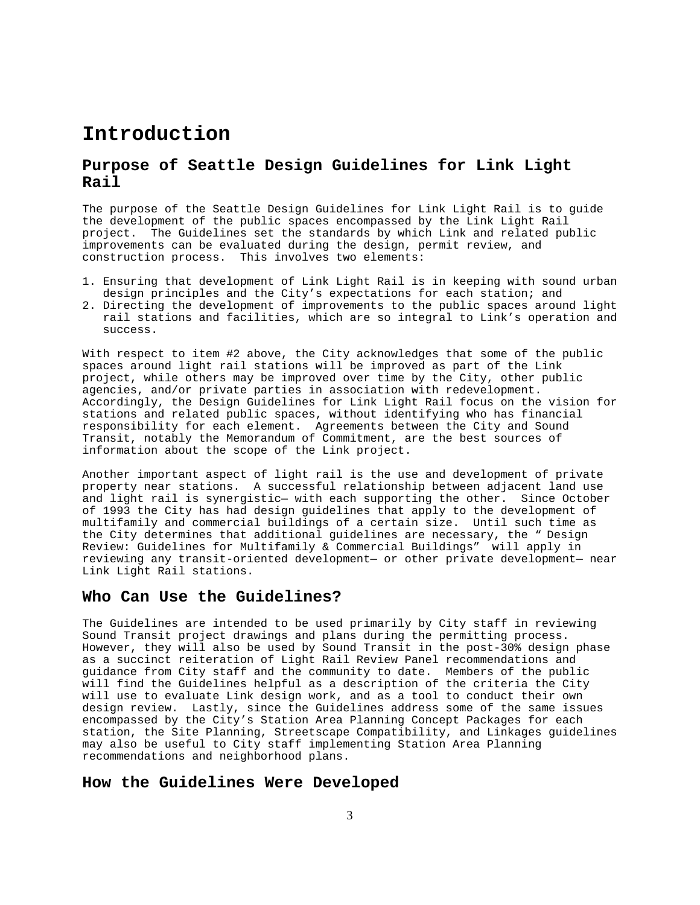# Introduction

## Purpose of Seattle Design Guidelines for Link Light Rail

The purpose of the Seattle Design Guidelines for Link Light Rail is to guide the development of the public spaces encompassed by the Link Light Rail project. The Guidelines set the standards by which Link and related public improvements can be evaluated during the design, permit review, and construction process. This involves two elements:

1. Ensuring that development of Link Light Rail is in keeping with sound urban design principles and the City's expectations for each station; and
2. Directing the development of improvements to the public spaces around light rail stations and facilities, which are so integral to Link's operation and success.

With respect to item #2 above, the City acknowledges that some of the public spaces around light rail stations will be improved as part of the Link project, while others may be improved over time by the City, other public agencies, and/or private parties in association with redevelopment. Accordingly, the Design Guidelines for Link Light Rail focus on the vision for stations and related public spaces, without identifying who has financial responsibility for each element. Agreements between the City and Sound Transit, notably the Memorandum of Commitment, are the best sources of information about the scope of the Link project.

Another important aspect of light rail is the use and development of private property near stations. A successful relationship between adjacent land use and light rail is synergistic— with each supporting the other. Since October of 1993 the City has had design guidelines that apply to the development of multifamily and commercial buildings of a certain size. Until such time as the City determines that additional guidelines are necessary, the " Design Review: Guidelines for Multifamily & Commercial Buildings" will apply in reviewing any transit-oriented development— or other private development— near Link Light Rail stations.

## Who Can Use the Guidelines?

The Guidelines are intended to be used primarily by City staff in reviewing Sound Transit project drawings and plans during the permitting process. However, they will also be used by Sound Transit in the post-30% design phase as a succinct reiteration of Light Rail Review Panel recommendations and guidance from City staff and the community to date. Members of the public will find the Guidelines helpful as a description of the criteria the City will use to evaluate Link design work, and as a tool to conduct their own design review. Lastly, since the Guidelines address some of the same issues encompassed by the City's Station Area Planning Concept Packages for each station, the Site Planning, Streetscape Compatibility, and Linkages guidelines may also be useful to City staff implementing Station Area Planning recommendations and neighborhood plans.

## How the Guidelines Were Developed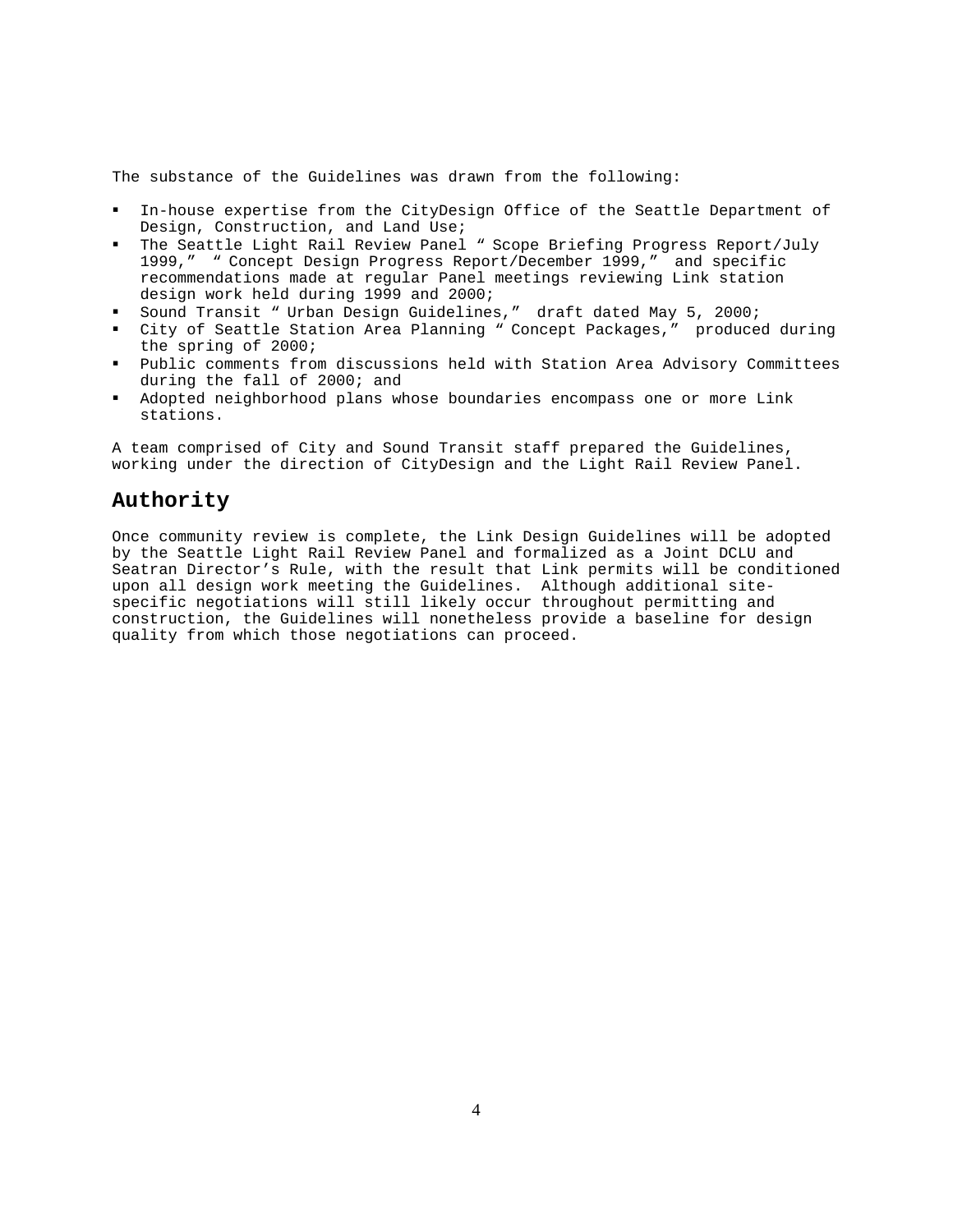The substance of the Guidelines was drawn from the following:

- In-house expertise from the CityDesign Office of the Seattle Department of Design, Construction, and Land Use;
- The Seattle Light Rail Review Panel "Scope Briefing Progress Report/July 1999," "Concept Design Progress Report/December 1999," and specific recommendations made at regular Panel meetings reviewing Link station design work held during 1999 and 2000;
- Sound Transit "Urban Design Guidelines," draft dated May 5, 2000;
- City of Seattle Station Area Planning "Concept Packages," produced during the spring of 2000;
- Public comments from discussions held with Station Area Advisory Committees during the fall of 2000; and
- Adopted neighborhood plans whose boundaries encompass one or more Link stations.

A team comprised of City and Sound Transit staff prepared the Guidelines, working under the direction of CityDesign and the Light Rail Review Panel.

## Authority

Once community review is complete, the Link Design Guidelines will be adopted by the Seattle Light Rail Review Panel and formalized as a Joint DCLU and Seatran Director's Rule, with the result that Link permits will be conditioned upon all design work meeting the Guidelines. Although additional site-specific negotiations will still likely occur throughout permitting and construction, the Guidelines will nonetheless provide a baseline for design quality from which those negotiations can proceed.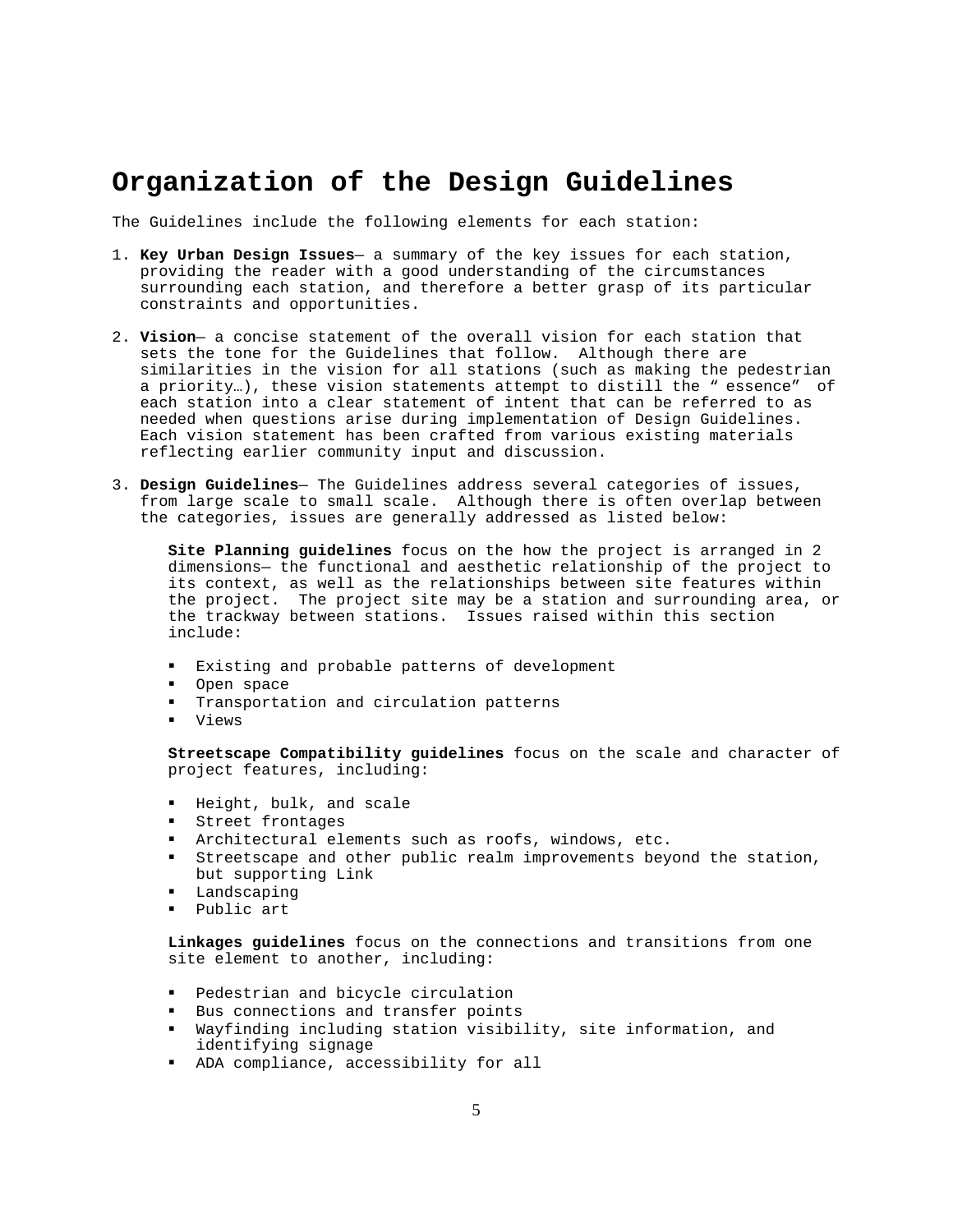# Organization of the Design Guidelines

The Guidelines include the following elements for each station:

1. **Key Urban Design Issues**— a summary of the key issues for each station, providing the reader with a good understanding of the circumstances surrounding each station, and therefore a better grasp of its particular constraints and opportunities.

2. **Vision**— a concise statement of the overall vision for each station that sets the tone for the Guidelines that follow. Although there are similarities in the vision for all stations (such as making the pedestrian a priority…), these vision statements attempt to distill the " essence" of each station into a clear statement of intent that can be referred to as needed when questions arise during implementation of Design Guidelines. Each vision statement has been crafted from various existing materials reflecting earlier community input and discussion.

3. **Design Guidelines**— The Guidelines address several categories of issues, from large scale to small scale. Although there is often overlap between the categories, issues are generally addressed as listed below:

   **Site Planning guidelines** focus on the how the project is arranged in 2 dimensions— the functional and aesthetic relationship of the project to its context, as well as the relationships between site features within the project. The project site may be a station and surrounding area, or the trackway between stations. Issues raised within this section include:

   - Existing and probable patterns of development
   - Open space
   - Transportation and circulation patterns
   - Views

   **Streetscape Compatibility guidelines** focus on the scale and character of project features, including:

   - Height, bulk, and scale
   - Street frontages
   - Architectural elements such as roofs, windows, etc.
   - Streetscape and other public realm improvements beyond the station, but supporting Link
   - Landscaping
   - Public art

   **Linkages guidelines** focus on the connections and transitions from one site element to another, including:

   - Pedestrian and bicycle circulation
   - Bus connections and transfer points
   - Wayfinding including station visibility, site information, and identifying signage
   - ADA compliance, accessibility for all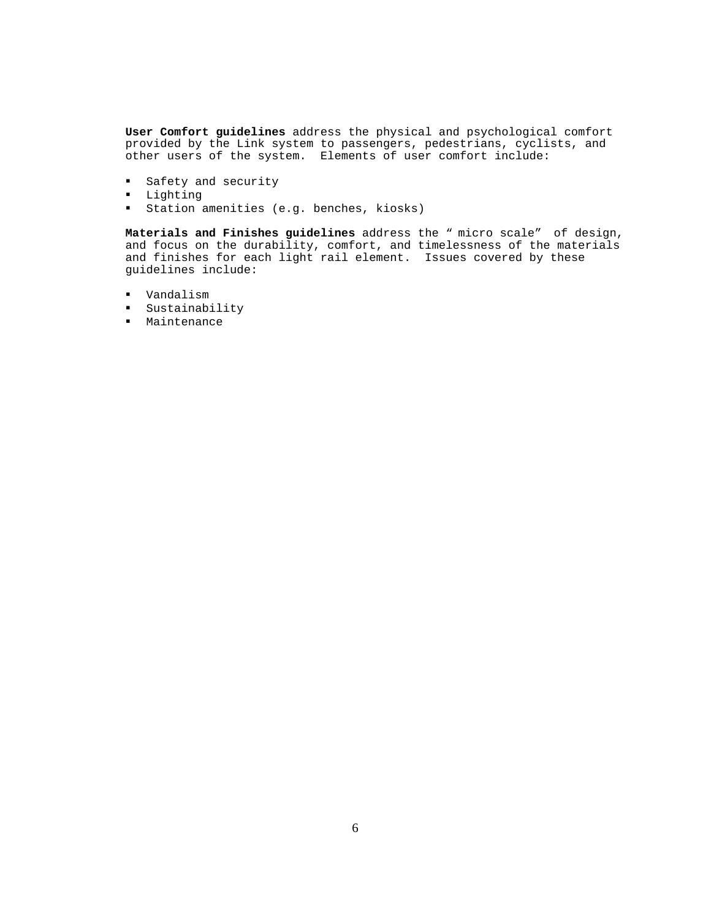**User Comfort guidelines** address the physical and psychological comfort provided by the Link system to passengers, pedestrians, cyclists, and other users of the system. Elements of user comfort include:

- Safety and security
- Lighting
- Station amenities (e.g. benches, kiosks)

**Materials and Finishes guidelines** address the " micro scale" of design, and focus on the durability, comfort, and timelessness of the materials and finishes for each light rail element. Issues covered by these guidelines include:

- Vandalism
- Sustainability
- Maintenance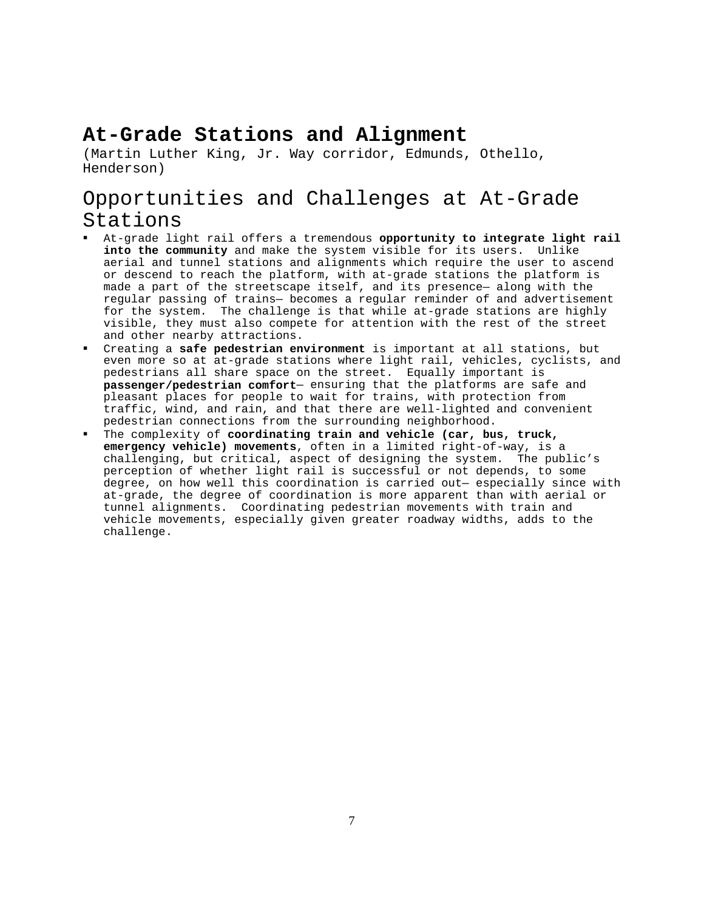# At-Grade Stations and Alignment

(Martin Luther King, Jr. Way corridor, Edmunds, Othello, Henderson)

## Opportunities and Challenges at At-Grade Stations

- At-grade light rail offers a tremendous **opportunity to integrate light rail into the community** and make the system visible for its users. Unlike aerial and tunnel stations and alignments which require the user to ascend or descend to reach the platform, with at-grade stations the platform is made a part of the streetscape itself, and its presence— along with the regular passing of trains— becomes a regular reminder of and advertisement for the system. The challenge is that while at-grade stations are highly visible, they must also compete for attention with the rest of the street and other nearby attractions.
- Creating a **safe pedestrian environment** is important at all stations, but even more so at at-grade stations where light rail, vehicles, cyclists, and pedestrians all share space on the street. Equally important is **passenger/pedestrian comfort**— ensuring that the platforms are safe and pleasant places for people to wait for trains, with protection from traffic, wind, and rain, and that there are well-lighted and convenient pedestrian connections from the surrounding neighborhood.
- The complexity of **coordinating train and vehicle (car, bus, truck, emergency vehicle) movements**, often in a limited right-of-way, is a challenging, but critical, aspect of designing the system. The public's perception of whether light rail is successful or not depends, to some degree, on how well this coordination is carried out— especially since with at-grade, the degree of coordination is more apparent than with aerial or tunnel alignments. Coordinating pedestrian movements with train and vehicle movements, especially given greater roadway widths, adds to the challenge.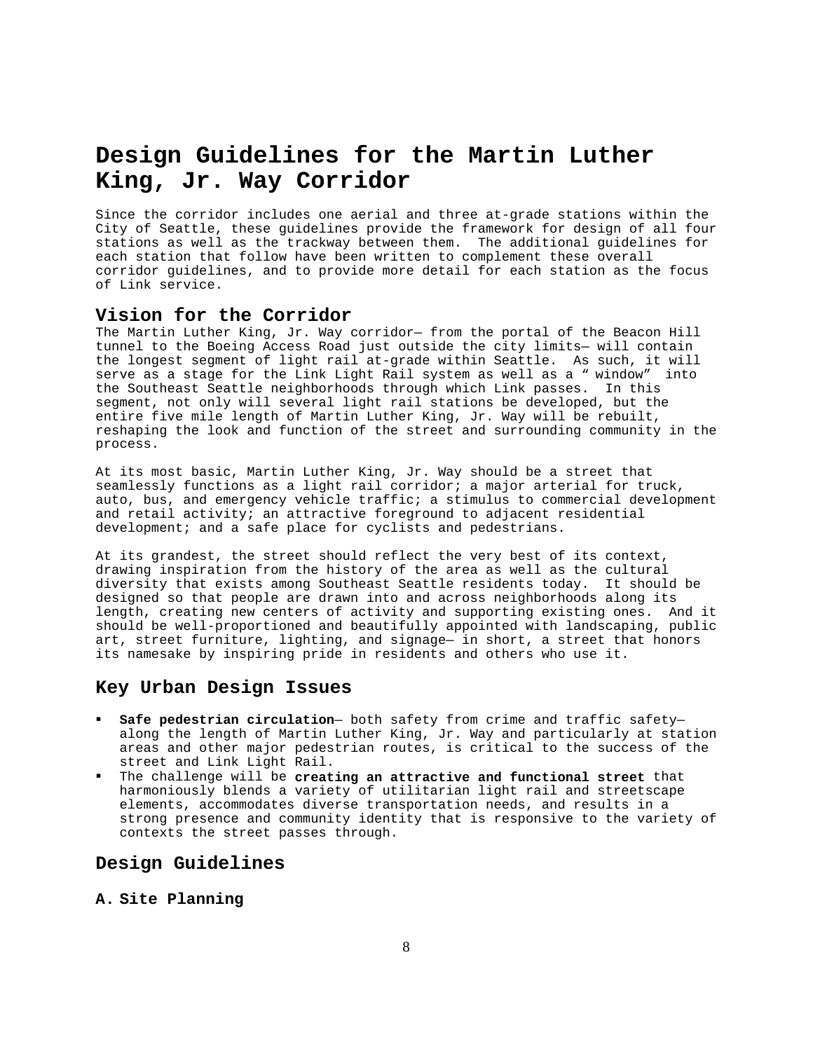# Design Guidelines for the Martin Luther King, Jr. Way Corridor

Since the corridor includes one aerial and three at-grade stations within the City of Seattle, these guidelines provide the framework for design of all four stations as well as the trackway between them. The additional guidelines for each station that follow have been written to complement these overall corridor guidelines, and to provide more detail for each station as the focus of Link service.

## Vision for the Corridor

The Martin Luther King, Jr. Way corridor— from the portal of the Beacon Hill tunnel to the Boeing Access Road just outside the city limits— will contain the longest segment of light rail at-grade within Seattle. As such, it will serve as a stage for the Link Light Rail system as well as a "window" into the Southeast Seattle neighborhoods through which Link passes. In this segment, not only will several light rail stations be developed, but the entire five mile length of Martin Luther King, Jr. Way will be rebuilt, reshaping the look and function of the street and surrounding community in the process.

At its most basic, Martin Luther King, Jr. Way should be a street that seamlessly functions as a light rail corridor; a major arterial for truck, auto, bus, and emergency vehicle traffic; a stimulus to commercial development and retail activity; an attractive foreground to adjacent residential development; and a safe place for cyclists and pedestrians.

At its grandest, the street should reflect the very best of its context, drawing inspiration from the history of the area as well as the cultural diversity that exists among Southeast Seattle residents today. It should be designed so that people are drawn into and across neighborhoods along its length, creating new centers of activity and supporting existing ones. And it should be well-proportioned and beautifully appointed with landscaping, public art, street furniture, lighting, and signage— in short, a street that honors its namesake by inspiring pride in residents and others who use it.

## Key Urban Design Issues

- **Safe pedestrian circulation**— both safety from crime and traffic safety— along the length of Martin Luther King, Jr. Way and particularly at station areas and other major pedestrian routes, is critical to the success of the street and Link Light Rail.
- The challenge will be **creating an attractive and functional street** that harmoniously blends a variety of utilitarian light rail and streetscape elements, accommodates diverse transportation needs, and results in a strong presence and community identity that is responsive to the variety of contexts the street passes through.

## Design Guidelines

### A. Site Planning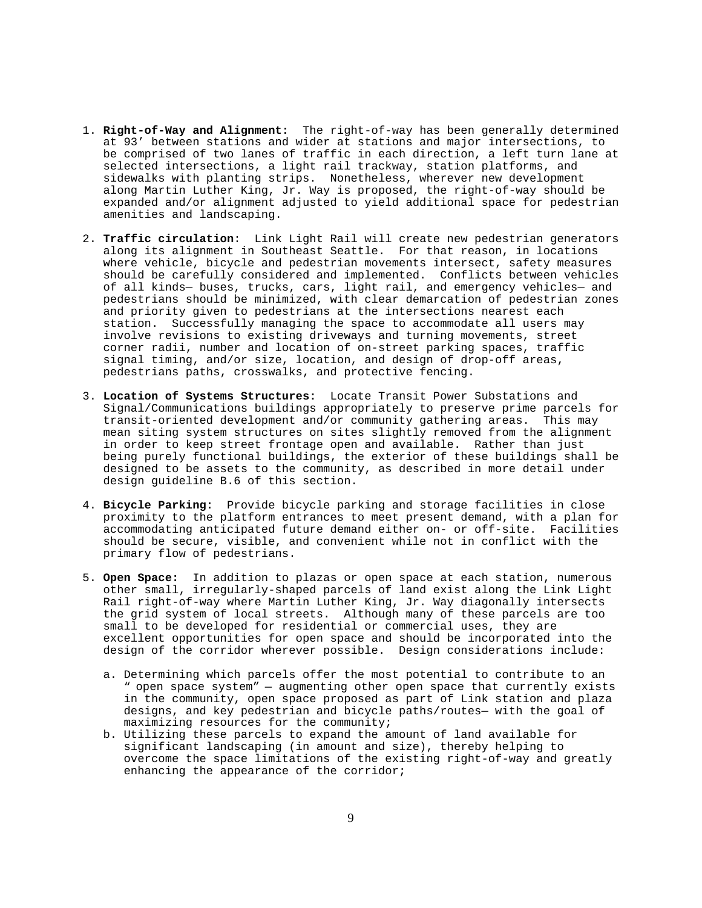1. **Right-of-Way and Alignment:** The right-of-way has been generally determined at 93' between stations and wider at stations and major intersections, to be comprised of two lanes of traffic in each direction, a left turn lane at selected intersections, a light rail trackway, station platforms, and sidewalks with planting strips. Nonetheless, wherever new development along Martin Luther King, Jr. Way is proposed, the right-of-way should be expanded and/or alignment adjusted to yield additional space for pedestrian amenities and landscaping.

2. **Traffic circulation**: Link Light Rail will create new pedestrian generators along its alignment in Southeast Seattle. For that reason, in locations where vehicle, bicycle and pedestrian movements intersect, safety measures should be carefully considered and implemented. Conflicts between vehicles of all kinds— buses, trucks, cars, light rail, and emergency vehicles— and pedestrians should be minimized, with clear demarcation of pedestrian zones and priority given to pedestrians at the intersections nearest each station. Successfully managing the space to accommodate all users may involve revisions to existing driveways and turning movements, street corner radii, number and location of on-street parking spaces, traffic signal timing, and/or size, location, and design of drop-off areas, pedestrians paths, crosswalks, and protective fencing.

3. **Location of Systems Structures:** Locate Transit Power Substations and Signal/Communications buildings appropriately to preserve prime parcels for transit-oriented development and/or community gathering areas. This may mean siting system structures on sites slightly removed from the alignment in order to keep street frontage open and available. Rather than just being purely functional buildings, the exterior of these buildings shall be designed to be assets to the community, as described in more detail under design guideline B.6 of this section.

4. **Bicycle Parking:** Provide bicycle parking and storage facilities in close proximity to the platform entrances to meet present demand, with a plan for accommodating anticipated future demand either on- or off-site. Facilities should be secure, visible, and convenient while not in conflict with the primary flow of pedestrians.

5. **Open Space:** In addition to plazas or open space at each station, numerous other small, irregularly-shaped parcels of land exist along the Link Light Rail right-of-way where Martin Luther King, Jr. Way diagonally intersects the grid system of local streets. Although many of these parcels are too small to be developed for residential or commercial uses, they are excellent opportunities for open space and should be incorporated into the design of the corridor wherever possible. Design considerations include:

   a. Determining which parcels offer the most potential to contribute to an " open space system" — augmenting other open space that currently exists in the community, open space proposed as part of Link station and plaza designs, and key pedestrian and bicycle paths/routes— with the goal of maximizing resources for the community;
   b. Utilizing these parcels to expand the amount of land available for significant landscaping (in amount and size), thereby helping to overcome the space limitations of the existing right-of-way and greatly enhancing the appearance of the corridor;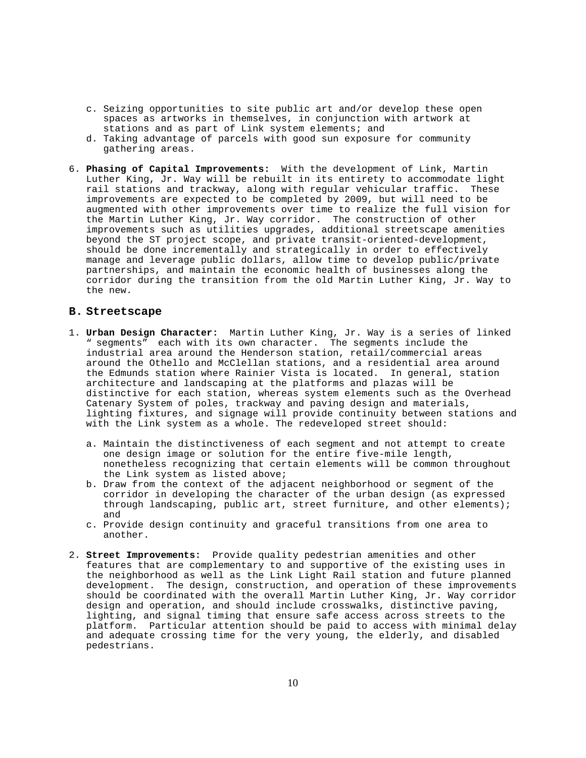c. Seizing opportunities to site public art and/or develop these open spaces as artworks in themselves, in conjunction with artwork at stations and as part of Link system elements; and
d. Taking advantage of parcels with good sun exposure for community gathering areas.

6. **Phasing of Capital Improvements:** With the development of Link, Martin Luther King, Jr. Way will be rebuilt in its entirety to accommodate light rail stations and trackway, along with regular vehicular traffic. These improvements are expected to be completed by 2009, but will need to be augmented with other improvements over time to realize the full vision for the Martin Luther King, Jr. Way corridor. The construction of other improvements such as utilities upgrades, additional streetscape amenities beyond the ST project scope, and private transit-oriented-development, should be done incrementally and strategically in order to effectively manage and leverage public dollars, allow time to develop public/private partnerships, and maintain the economic health of businesses along the corridor during the transition from the old Martin Luther King, Jr. Way to the new.

## B. Streetscape

1. **Urban Design Character:** Martin Luther King, Jr. Way is a series of linked "segments" each with its own character. The segments include the industrial area around the Henderson station, retail/commercial areas around the Othello and McClellan stations, and a residential area around the Edmunds station where Rainier Vista is located. In general, station architecture and landscaping at the platforms and plazas will be distinctive for each station, whereas system elements such as the Overhead Catenary System of poles, trackway and paving design and materials, lighting fixtures, and signage will provide continuity between stations and with the Link system as a whole. The redeveloped street should:

   a. Maintain the distinctiveness of each segment and not attempt to create one design image or solution for the entire five-mile length, nonetheless recognizing that certain elements will be common throughout the Link system as listed above;
   b. Draw from the context of the adjacent neighborhood or segment of the corridor in developing the character of the urban design (as expressed through landscaping, public art, street furniture, and other elements); and
   c. Provide design continuity and graceful transitions from one area to another.

2. **Street Improvements:** Provide quality pedestrian amenities and other features that are complementary to and supportive of the existing uses in the neighborhood as well as the Link Light Rail station and future planned development. The design, construction, and operation of these improvements should be coordinated with the overall Martin Luther King, Jr. Way corridor design and operation, and should include crosswalks, distinctive paving, lighting, and signal timing that ensure safe access across streets to the platform. Particular attention should be paid to access with minimal delay and adequate crossing time for the very young, the elderly, and disabled pedestrians.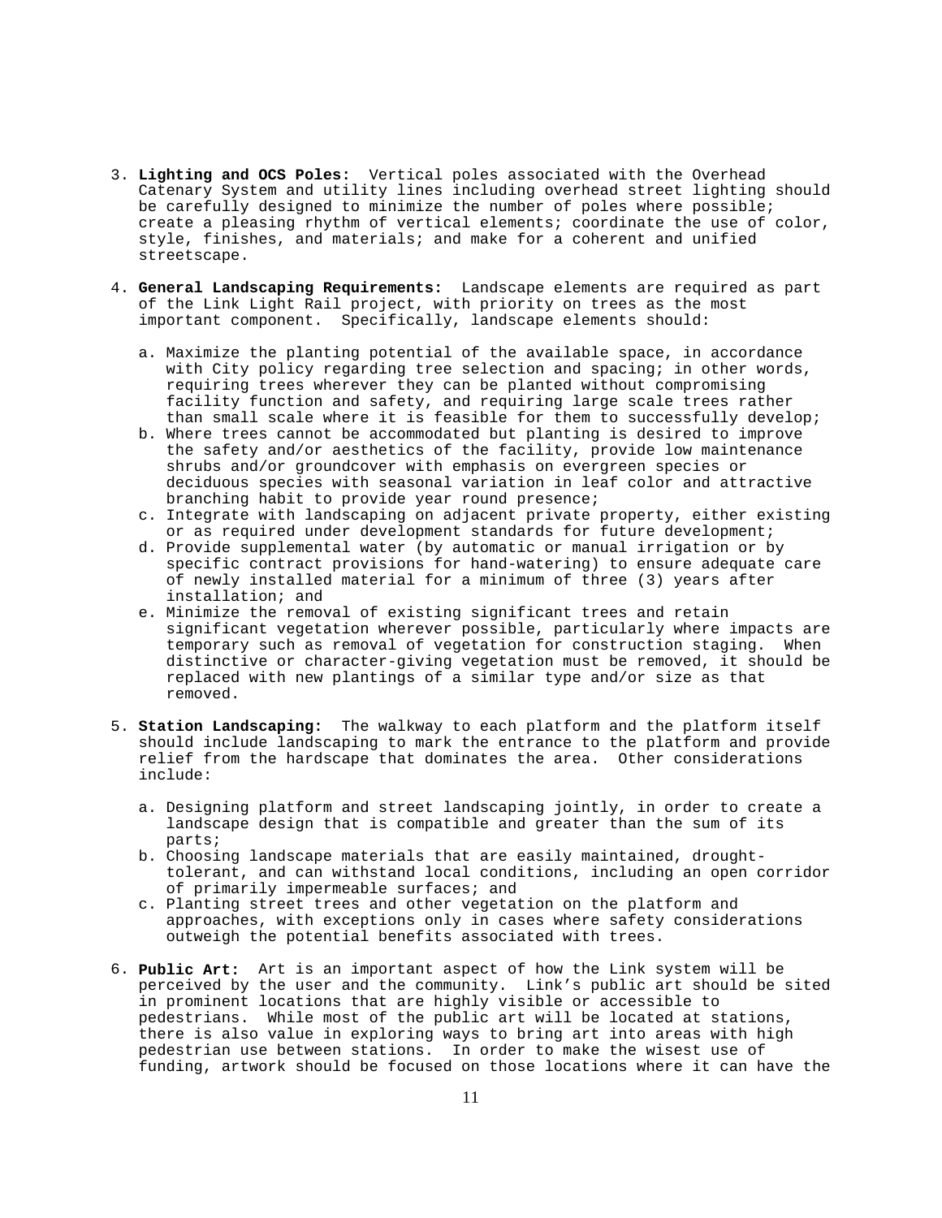3. **Lighting and OCS Poles:** Vertical poles associated with the Overhead Catenary System and utility lines including overhead street lighting should be carefully designed to minimize the number of poles where possible; create a pleasing rhythm of vertical elements; coordinate the use of color, style, finishes, and materials; and make for a coherent and unified streetscape.

4. **General Landscaping Requirements:** Landscape elements are required as part of the Link Light Rail project, with priority on trees as the most important component. Specifically, landscape elements should:

   a. Maximize the planting potential of the available space, in accordance with City policy regarding tree selection and spacing; in other words, requiring trees wherever they can be planted without compromising facility function and safety, and requiring large scale trees rather than small scale where it is feasible for them to successfully develop;
   b. Where trees cannot be accommodated but planting is desired to improve the safety and/or aesthetics of the facility, provide low maintenance shrubs and/or groundcover with emphasis on evergreen species or deciduous species with seasonal variation in leaf color and attractive branching habit to provide year round presence;
   c. Integrate with landscaping on adjacent private property, either existing or as required under development standards for future development;
   d. Provide supplemental water (by automatic or manual irrigation or by specific contract provisions for hand-watering) to ensure adequate care of newly installed material for a minimum of three (3) years after installation; and
   e. Minimize the removal of existing significant trees and retain significant vegetation wherever possible, particularly where impacts are temporary such as removal of vegetation for construction staging. When distinctive or character-giving vegetation must be removed, it should be replaced with new plantings of a similar type and/or size as that removed.

5. **Station Landscaping:** The walkway to each platform and the platform itself should include landscaping to mark the entrance to the platform and provide relief from the hardscape that dominates the area. Other considerations include:

   a. Designing platform and street landscaping jointly, in order to create a landscape design that is compatible and greater than the sum of its parts;
   b. Choosing landscape materials that are easily maintained, drought-tolerant, and can withstand local conditions, including an open corridor of primarily impermeable surfaces; and
   c. Planting street trees and other vegetation on the platform and approaches, with exceptions only in cases where safety considerations outweigh the potential benefits associated with trees.

6. **Public Art:** Art is an important aspect of how the Link system will be perceived by the user and the community. Link's public art should be sited in prominent locations that are highly visible or accessible to pedestrians. While most of the public art will be located at stations, there is also value in exploring ways to bring art into areas with high pedestrian use between stations. In order to make the wisest use of funding, artwork should be focused on those locations where it can have the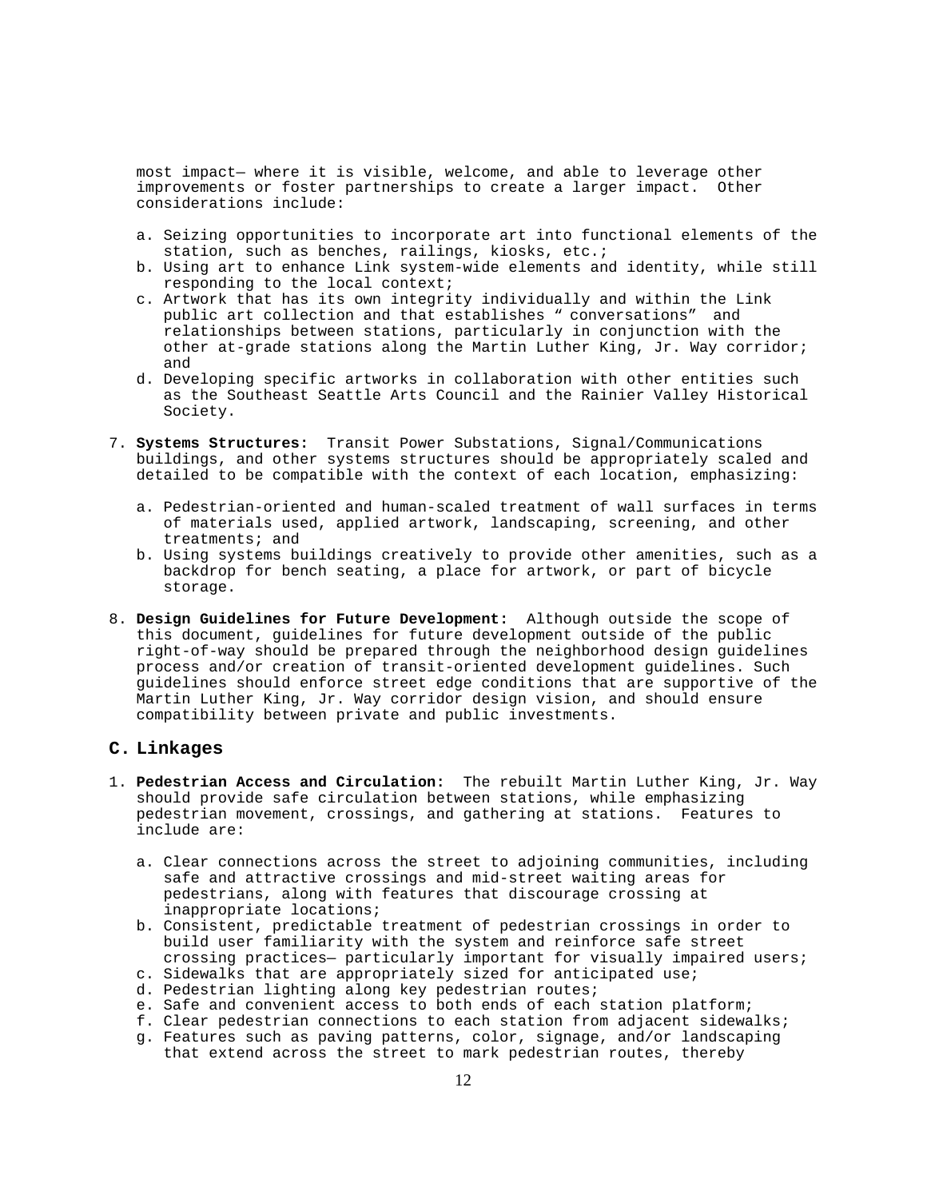most impact— where it is visible, welcome, and able to leverage other improvements or foster partnerships to create a larger impact. Other considerations include:

a. Seizing opportunities to incorporate art into functional elements of the station, such as benches, railings, kiosks, etc.;
b. Using art to enhance Link system-wide elements and identity, while still responding to the local context;
c. Artwork that has its own integrity individually and within the Link public art collection and that establishes " conversations" and relationships between stations, particularly in conjunction with the other at-grade stations along the Martin Luther King, Jr. Way corridor; and
d. Developing specific artworks in collaboration with other entities such as the Southeast Seattle Arts Council and the Rainier Valley Historical Society.

7. **Systems Structures:** Transit Power Substations, Signal/Communications buildings, and other systems structures should be appropriately scaled and detailed to be compatible with the context of each location, emphasizing:

   a. Pedestrian-oriented and human-scaled treatment of wall surfaces in terms of materials used, applied artwork, landscaping, screening, and other treatments; and
   b. Using systems buildings creatively to provide other amenities, such as a backdrop for bench seating, a place for artwork, or part of bicycle storage.

8. **Design Guidelines for Future Development:** Although outside the scope of this document, guidelines for future development outside of the public right-of-way should be prepared through the neighborhood design guidelines process and/or creation of transit-oriented development guidelines. Such guidelines should enforce street edge conditions that are supportive of the Martin Luther King, Jr. Way corridor design vision, and should ensure compatibility between private and public investments.

## C. Linkages

1. **Pedestrian Access and Circulation:** The rebuilt Martin Luther King, Jr. Way should provide safe circulation between stations, while emphasizing pedestrian movement, crossings, and gathering at stations. Features to include are:

   a. Clear connections across the street to adjoining communities, including safe and attractive crossings and mid-street waiting areas for pedestrians, along with features that discourage crossing at inappropriate locations;
   b. Consistent, predictable treatment of pedestrian crossings in order to build user familiarity with the system and reinforce safe street crossing practices— particularly important for visually impaired users;
   c. Sidewalks that are appropriately sized for anticipated use;
   d. Pedestrian lighting along key pedestrian routes;
   e. Safe and convenient access to both ends of each station platform;
   f. Clear pedestrian connections to each station from adjacent sidewalks;
   g. Features such as paving patterns, color, signage, and/or landscaping that extend across the street to mark pedestrian routes, thereby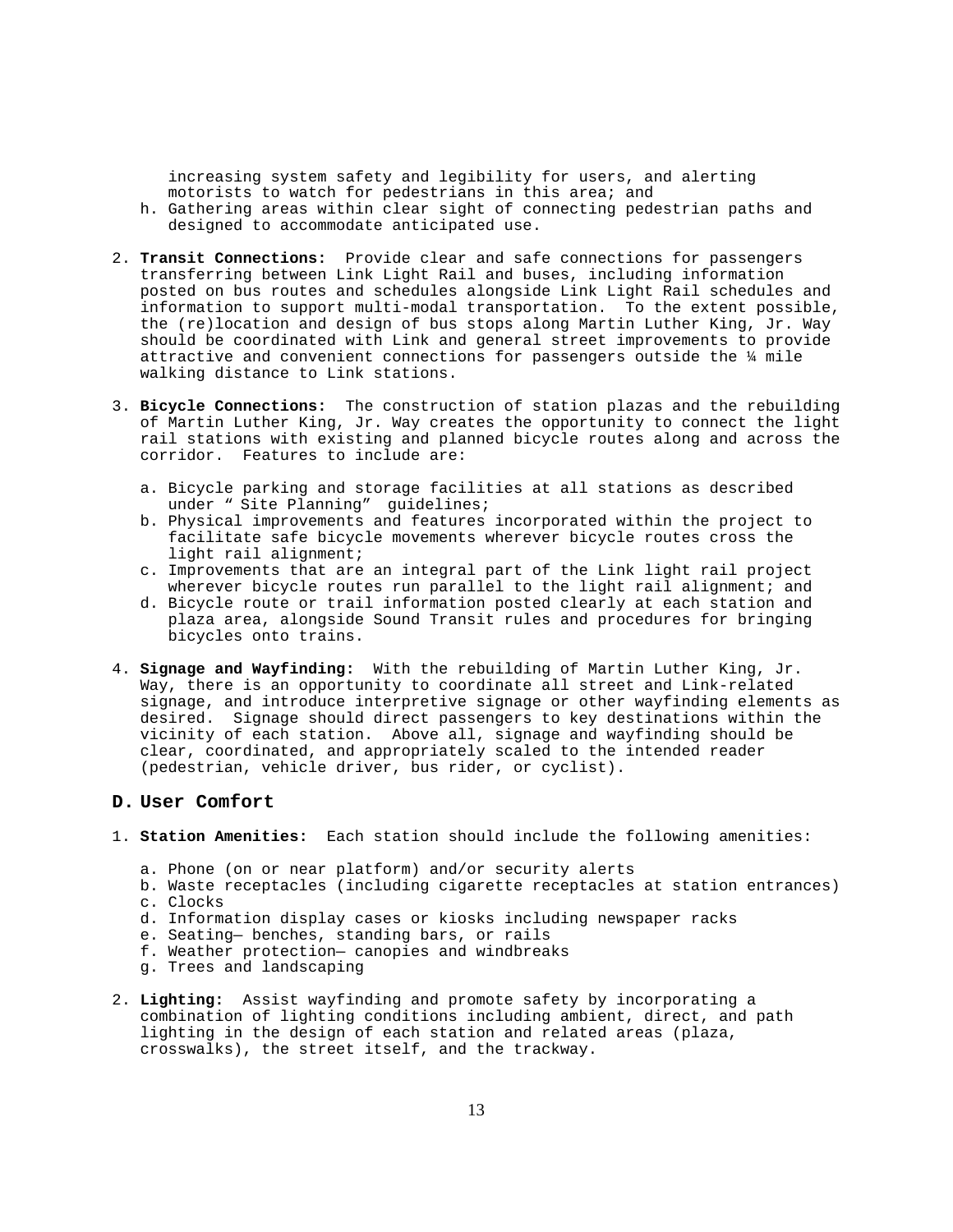increasing system safety and legibility for users, and alerting motorists to watch for pedestrians in this area; and

h. Gathering areas within clear sight of connecting pedestrian paths and designed to accommodate anticipated use.

2. **Transit Connections:** Provide clear and safe connections for passengers transferring between Link Light Rail and buses, including information posted on bus routes and schedules alongside Link Light Rail schedules and information to support multi-modal transportation. To the extent possible, the (re)location and design of bus stops along Martin Luther King, Jr. Way should be coordinated with Link and general street improvements to provide attractive and convenient connections for passengers outside the ¼ mile walking distance to Link stations.

3. **Bicycle Connections:** The construction of station plazas and the rebuilding of Martin Luther King, Jr. Way creates the opportunity to connect the light rail stations with existing and planned bicycle routes along and across the corridor. Features to include are:

   a. Bicycle parking and storage facilities at all stations as described under " Site Planning" guidelines;
   b. Physical improvements and features incorporated within the project to facilitate safe bicycle movements wherever bicycle routes cross the light rail alignment;
   c. Improvements that are an integral part of the Link light rail project wherever bicycle routes run parallel to the light rail alignment; and
   d. Bicycle route or trail information posted clearly at each station and plaza area, alongside Sound Transit rules and procedures for bringing bicycles onto trains.

4. **Signage and Wayfinding:** With the rebuilding of Martin Luther King, Jr. Way, there is an opportunity to coordinate all street and Link-related signage, and introduce interpretive signage or other wayfinding elements as desired. Signage should direct passengers to key destinations within the vicinity of each station. Above all, signage and wayfinding should be clear, coordinated, and appropriately scaled to the intended reader (pedestrian, vehicle driver, bus rider, or cyclist).

## D. User Comfort

1. **Station Amenities:** Each station should include the following amenities:

   a. Phone (on or near platform) and/or security alerts
   b. Waste receptacles (including cigarette receptacles at station entrances)
   c. Clocks
   d. Information display cases or kiosks including newspaper racks
   e. Seating— benches, standing bars, or rails
   f. Weather protection— canopies and windbreaks
   g. Trees and landscaping

2. **Lighting:** Assist wayfinding and promote safety by incorporating a combination of lighting conditions including ambient, direct, and path lighting in the design of each station and related areas (plaza, crosswalks), the street itself, and the trackway.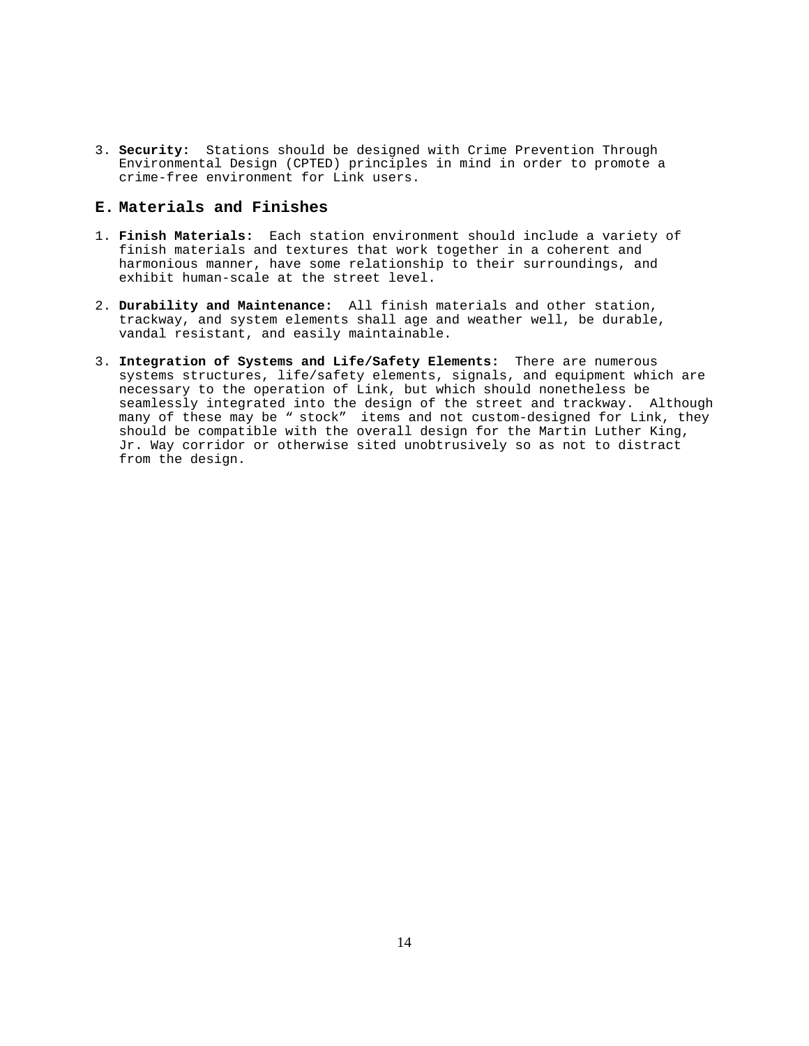3. **Security:** Stations should be designed with Crime Prevention Through Environmental Design (CPTED) principles in mind in order to promote a crime-free environment for Link users.

## E. Materials and Finishes

1. **Finish Materials:** Each station environment should include a variety of finish materials and textures that work together in a coherent and harmonious manner, have some relationship to their surroundings, and exhibit human-scale at the street level.

2. **Durability and Maintenance:** All finish materials and other station, trackway, and system elements shall age and weather well, be durable, vandal resistant, and easily maintainable.

3. **Integration of Systems and Life/Safety Elements:** There are numerous systems structures, life/safety elements, signals, and equipment which are necessary to the operation of Link, but which should nonetheless be seamlessly integrated into the design of the street and trackway. Although many of these may be "stock" items and not custom-designed for Link, they should be compatible with the overall design for the Martin Luther King, Jr. Way corridor or otherwise sited unobtrusively so as not to distract from the design.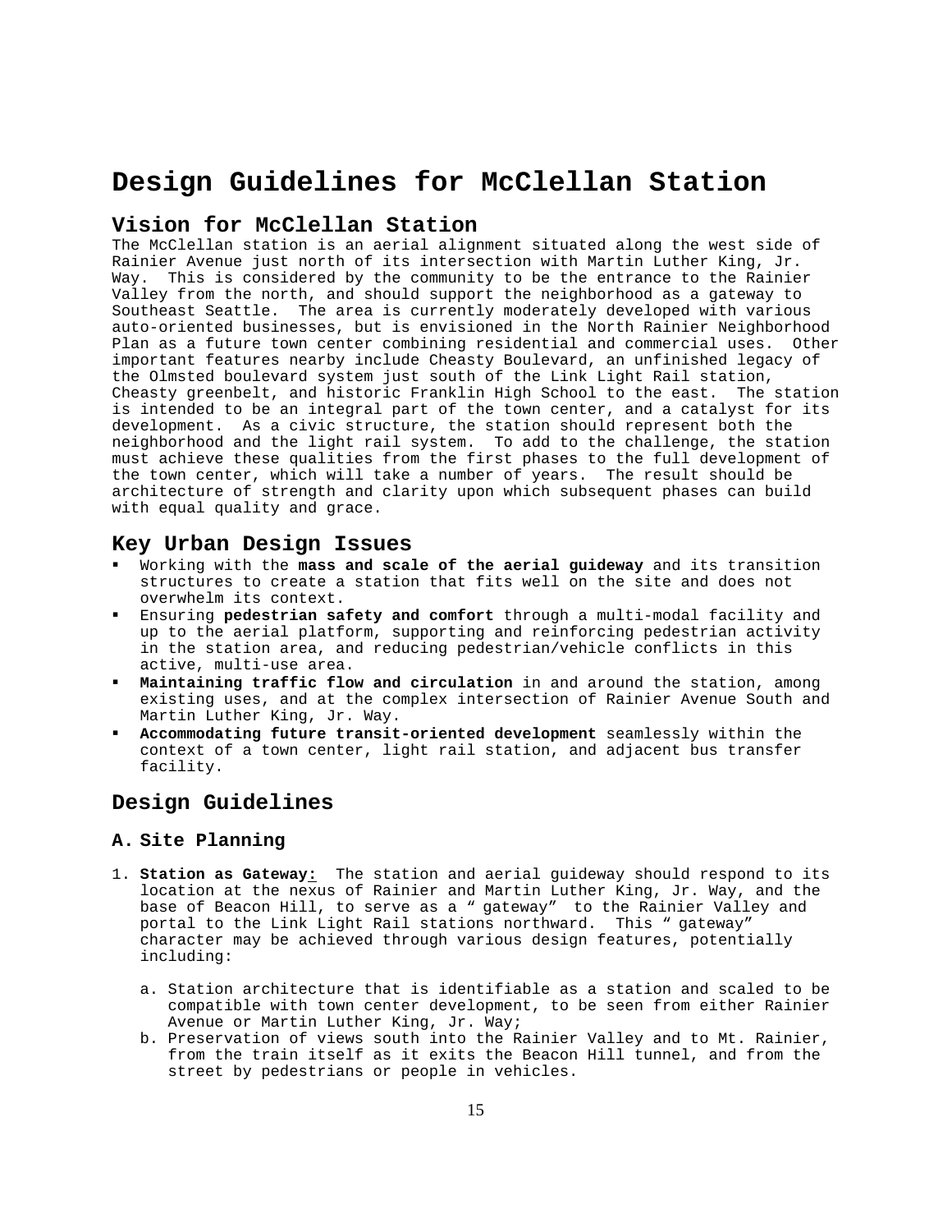# Design Guidelines for McClellan Station

## Vision for McClellan Station

The McClellan station is an aerial alignment situated along the west side of Rainier Avenue just north of its intersection with Martin Luther King, Jr. Way. This is considered by the community to be the entrance to the Rainier Valley from the north, and should support the neighborhood as a gateway to Southeast Seattle. The area is currently moderately developed with various auto-oriented businesses, but is envisioned in the North Rainier Neighborhood Plan as a future town center combining residential and commercial uses. Other important features nearby include Cheasty Boulevard, an unfinished legacy of the Olmsted boulevard system just south of the Link Light Rail station, Cheasty greenbelt, and historic Franklin High School to the east. The station is intended to be an integral part of the town center, and a catalyst for its development. As a civic structure, the station should represent both the neighborhood and the light rail system. To add to the challenge, the station must achieve these qualities from the first phases to the full development of the town center, which will take a number of years. The result should be architecture of strength and clarity upon which subsequent phases can build with equal quality and grace.

## Key Urban Design Issues

- Working with the **mass and scale of the aerial guideway** and its transition structures to create a station that fits well on the site and does not overwhelm its context.
- Ensuring **pedestrian safety and comfort** through a multi-modal facility and up to the aerial platform, supporting and reinforcing pedestrian activity in the station area, and reducing pedestrian/vehicle conflicts in this active, multi-use area.
- **Maintaining traffic flow and circulation** in and around the station, among existing uses, and at the complex intersection of Rainier Avenue South and Martin Luther King, Jr. Way.
- **Accommodating future transit-oriented development** seamlessly within the context of a town center, light rail station, and adjacent bus transfer facility.

## Design Guidelines

### A. Site Planning

1. **Station as Gateway:** The station and aerial guideway should respond to its location at the nexus of Rainier and Martin Luther King, Jr. Way, and the base of Beacon Hill, to serve as a "gateway" to the Rainier Valley and portal to the Link Light Rail stations northward. This "gateway" character may be achieved through various design features, potentially including:

   a. Station architecture that is identifiable as a station and scaled to be compatible with town center development, to be seen from either Rainier Avenue or Martin Luther King, Jr. Way;
   b. Preservation of views south into the Rainier Valley and to Mt. Rainier, from the train itself as it exits the Beacon Hill tunnel, and from the street by pedestrians or people in vehicles.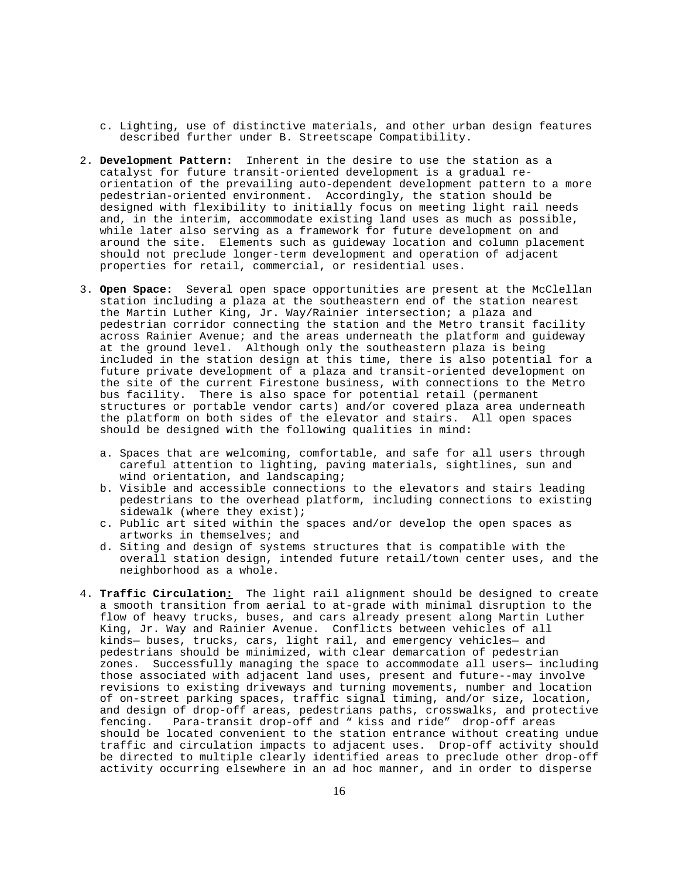c. Lighting, use of distinctive materials, and other urban design features described further under B. Streetscape Compatibility.

2. **Development Pattern:** Inherent in the desire to use the station as a catalyst for future transit-oriented development is a gradual re-orientation of the prevailing auto-dependent development pattern to a more pedestrian-oriented environment. Accordingly, the station should be designed with flexibility to initially focus on meeting light rail needs and, in the interim, accommodate existing land uses as much as possible, while later also serving as a framework for future development on and around the site. Elements such as guideway location and column placement should not preclude longer-term development and operation of adjacent properties for retail, commercial, or residential uses.

3. **Open Space:** Several open space opportunities are present at the McClellan station including a plaza at the southeastern end of the station nearest the Martin Luther King, Jr. Way/Rainier intersection; a plaza and pedestrian corridor connecting the station and the Metro transit facility across Rainier Avenue; and the areas underneath the platform and guideway at the ground level. Although only the southeastern plaza is being included in the station design at this time, there is also potential for a future private development of a plaza and transit-oriented development on the site of the current Firestone business, with connections to the Metro bus facility. There is also space for potential retail (permanent structures or portable vendor carts) and/or covered plaza area underneath the platform on both sides of the elevator and stairs. All open spaces should be designed with the following qualities in mind:

   a. Spaces that are welcoming, comfortable, and safe for all users through careful attention to lighting, paving materials, sightlines, sun and wind orientation, and landscaping;
   b. Visible and accessible connections to the elevators and stairs leading pedestrians to the overhead platform, including connections to existing sidewalk (where they exist);
   c. Public art sited within the spaces and/or develop the open spaces as artworks in themselves; and
   d. Siting and design of systems structures that is compatible with the overall station design, intended future retail/town center uses, and the neighborhood as a whole.

4. **Traffic Circulation:** The light rail alignment should be designed to create a smooth transition from aerial to at-grade with minimal disruption to the flow of heavy trucks, buses, and cars already present along Martin Luther King, Jr. Way and Rainier Avenue. Conflicts between vehicles of all kinds— buses, trucks, cars, light rail, and emergency vehicles— and pedestrians should be minimized, with clear demarcation of pedestrian zones. Successfully managing the space to accommodate all users— including those associated with adjacent land uses, present and future--may involve revisions to existing driveways and turning movements, number and location of on-street parking spaces, traffic signal timing, and/or size, location, and design of drop-off areas, pedestrians paths, crosswalks, and protective fencing. Para-transit drop-off and " kiss and ride" drop-off areas should be located convenient to the station entrance without creating undue traffic and circulation impacts to adjacent uses. Drop-off activity should be directed to multiple clearly identified areas to preclude other drop-off activity occurring elsewhere in an ad hoc manner, and in order to disperse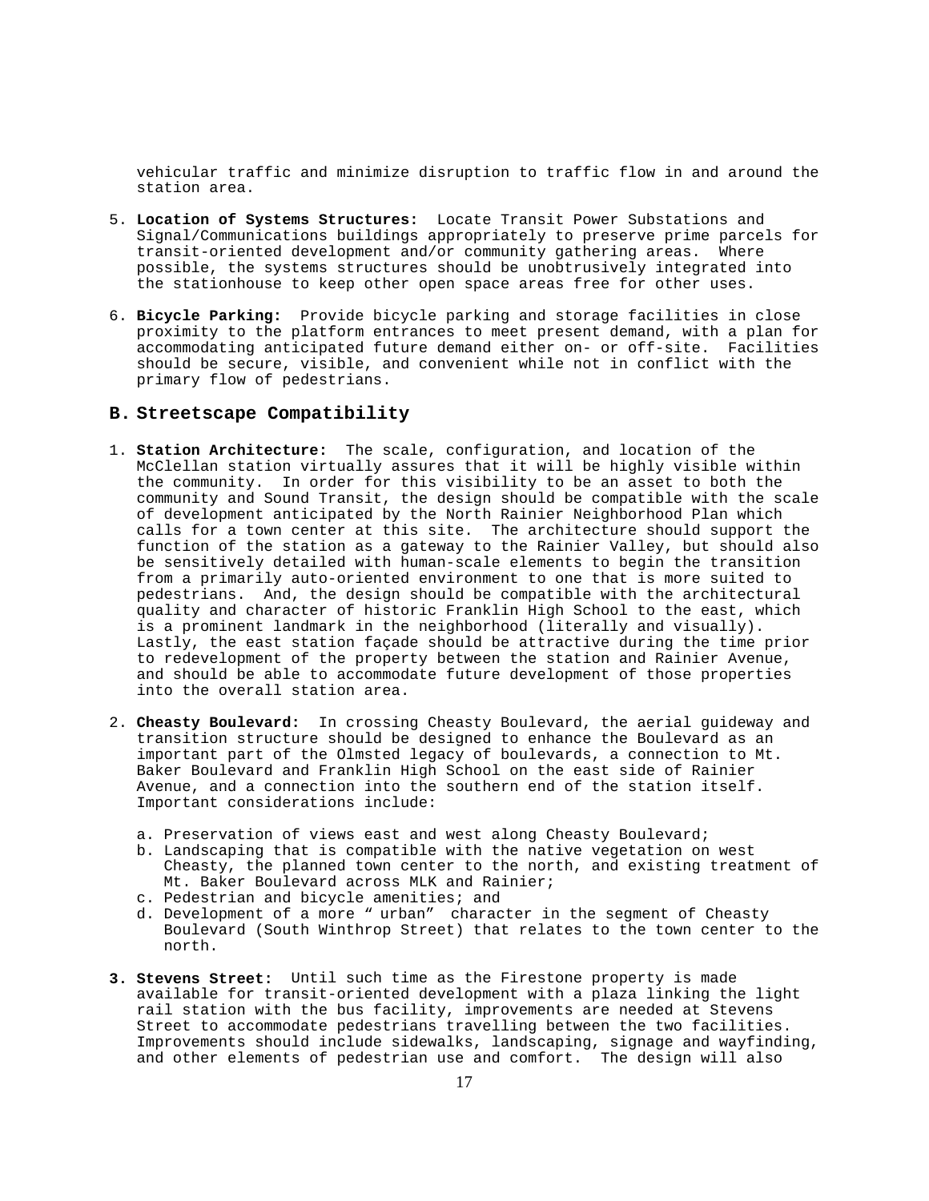vehicular traffic and minimize disruption to traffic flow in and around the station area.

5. **Location of Systems Structures:** Locate Transit Power Substations and Signal/Communications buildings appropriately to preserve prime parcels for transit-oriented development and/or community gathering areas. Where possible, the systems structures should be unobtrusively integrated into the stationhouse to keep other open space areas free for other uses.

6. **Bicycle Parking:** Provide bicycle parking and storage facilities in close proximity to the platform entrances to meet present demand, with a plan for accommodating anticipated future demand either on- or off-site. Facilities should be secure, visible, and convenient while not in conflict with the primary flow of pedestrians.

## B. Streetscape Compatibility

1. **Station Architecture:** The scale, configuration, and location of the McClellan station virtually assures that it will be highly visible within the community. In order for this visibility to be an asset to both the community and Sound Transit, the design should be compatible with the scale of development anticipated by the North Rainier Neighborhood Plan which calls for a town center at this site. The architecture should support the function of the station as a gateway to the Rainier Valley, but should also be sensitively detailed with human-scale elements to begin the transition from a primarily auto-oriented environment to one that is more suited to pedestrians. And, the design should be compatible with the architectural quality and character of historic Franklin High School to the east, which is a prominent landmark in the neighborhood (literally and visually). Lastly, the east station façade should be attractive during the time prior to redevelopment of the property between the station and Rainier Avenue, and should be able to accommodate future development of those properties into the overall station area.

2. **Cheasty Boulevard:** In crossing Cheasty Boulevard, the aerial guideway and transition structure should be designed to enhance the Boulevard as an important part of the Olmsted legacy of boulevards, a connection to Mt. Baker Boulevard and Franklin High School on the east side of Rainier Avenue, and a connection into the southern end of the station itself. Important considerations include:

   a. Preservation of views east and west along Cheasty Boulevard;
   b. Landscaping that is compatible with the native vegetation on west Cheasty, the planned town center to the north, and existing treatment of Mt. Baker Boulevard across MLK and Rainier;
   c. Pedestrian and bicycle amenities; and
   d. Development of a more " urban" character in the segment of Cheasty Boulevard (South Winthrop Street) that relates to the town center to the north.

3. **Stevens Street:** Until such time as the Firestone property is made available for transit-oriented development with a plaza linking the light rail station with the bus facility, improvements are needed at Stevens Street to accommodate pedestrians travelling between the two facilities. Improvements should include sidewalks, landscaping, signage and wayfinding, and other elements of pedestrian use and comfort. The design will also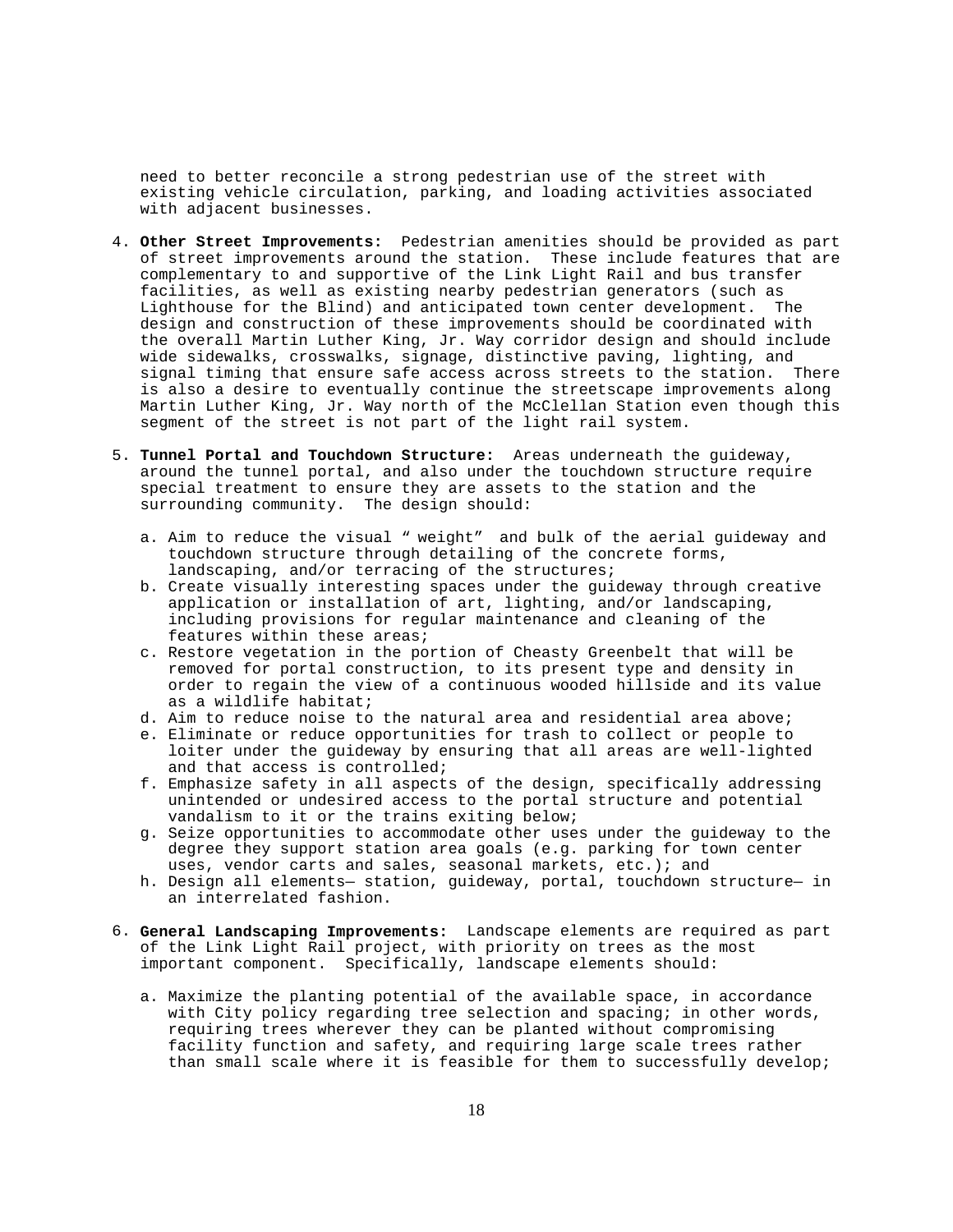need to better reconcile a strong pedestrian use of the street with existing vehicle circulation, parking, and loading activities associated with adjacent businesses.

4. **Other Street Improvements:** Pedestrian amenities should be provided as part of street improvements around the station. These include features that are complementary to and supportive of the Link Light Rail and bus transfer facilities, as well as existing nearby pedestrian generators (such as Lighthouse for the Blind) and anticipated town center development. The design and construction of these improvements should be coordinated with the overall Martin Luther King, Jr. Way corridor design and should include wide sidewalks, crosswalks, signage, distinctive paving, lighting, and signal timing that ensure safe access across streets to the station. There is also a desire to eventually continue the streetscape improvements along Martin Luther King, Jr. Way north of the McClellan Station even though this segment of the street is not part of the light rail system.

5. **Tunnel Portal and Touchdown Structure:** Areas underneath the guideway, around the tunnel portal, and also under the touchdown structure require special treatment to ensure they are assets to the station and the surrounding community. The design should:

   a. Aim to reduce the visual "weight" and bulk of the aerial guideway and touchdown structure through detailing of the concrete forms, landscaping, and/or terracing of the structures;
   b. Create visually interesting spaces under the guideway through creative application or installation of art, lighting, and/or landscaping, including provisions for regular maintenance and cleaning of the features within these areas;
   c. Restore vegetation in the portion of Cheasty Greenbelt that will be removed for portal construction, to its present type and density in order to regain the view of a continuous wooded hillside and its value as a wildlife habitat;
   d. Aim to reduce noise to the natural area and residential area above;
   e. Eliminate or reduce opportunities for trash to collect or people to loiter under the guideway by ensuring that all areas are well-lighted and that access is controlled;
   f. Emphasize safety in all aspects of the design, specifically addressing unintended or undesired access to the portal structure and potential vandalism to it or the trains exiting below;
   g. Seize opportunities to accommodate other uses under the guideway to the degree they support station area goals (e.g. parking for town center uses, vendor carts and sales, seasonal markets, etc.); and
   h. Design all elements— station, guideway, portal, touchdown structure— in an interrelated fashion.

6. **General Landscaping Improvements:** Landscape elements are required as part of the Link Light Rail project, with priority on trees as the most important component. Specifically, landscape elements should:

   a. Maximize the planting potential of the available space, in accordance with City policy regarding tree selection and spacing; in other words, requiring trees wherever they can be planted without compromising facility function and safety, and requiring large scale trees rather than small scale where it is feasible for them to successfully develop;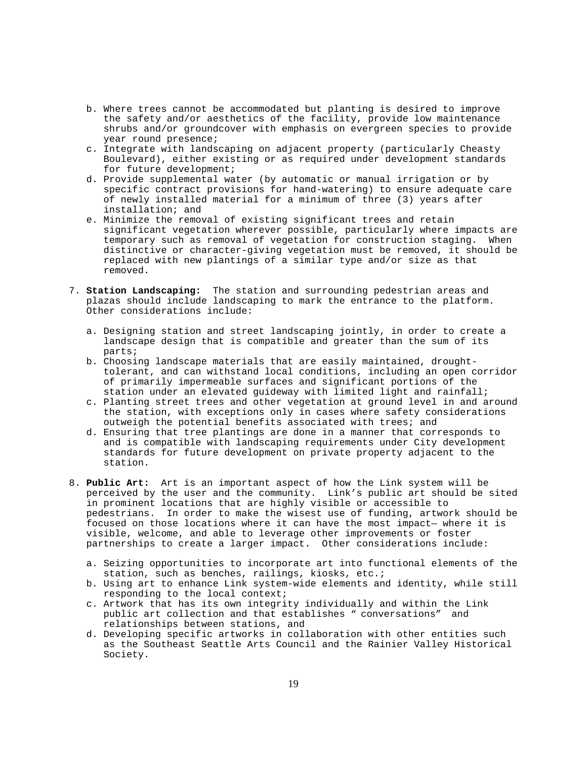b. Where trees cannot be accommodated but planting is desired to improve the safety and/or aesthetics of the facility, provide low maintenance shrubs and/or groundcover with emphasis on evergreen species to provide year round presence;
c. Integrate with landscaping on adjacent property (particularly Cheasty Boulevard), either existing or as required under development standards for future development;
d. Provide supplemental water (by automatic or manual irrigation or by specific contract provisions for hand-watering) to ensure adequate care of newly installed material for a minimum of three (3) years after installation; and
e. Minimize the removal of existing significant trees and retain significant vegetation wherever possible, particularly where impacts are temporary such as removal of vegetation for construction staging. When distinctive or character-giving vegetation must be removed, it should be replaced with new plantings of a similar type and/or size as that removed.

7. **Station Landscaping:** The station and surrounding pedestrian areas and plazas should include landscaping to mark the entrance to the platform. Other considerations include:

   a. Designing station and street landscaping jointly, in order to create a landscape design that is compatible and greater than the sum of its parts;
   b. Choosing landscape materials that are easily maintained, drought-tolerant, and can withstand local conditions, including an open corridor of primarily impermeable surfaces and significant portions of the station under an elevated guideway with limited light and rainfall;
   c. Planting street trees and other vegetation at ground level in and around the station, with exceptions only in cases where safety considerations outweigh the potential benefits associated with trees; and
   d. Ensuring that tree plantings are done in a manner that corresponds to and is compatible with landscaping requirements under City development standards for future development on private property adjacent to the station.

8. **Public Art:** Art is an important aspect of how the Link system will be perceived by the user and the community. Link's public art should be sited in prominent locations that are highly visible or accessible to pedestrians. In order to make the wisest use of funding, artwork should be focused on those locations where it can have the most impact— where it is visible, welcome, and able to leverage other improvements or foster partnerships to create a larger impact. Other considerations include:

   a. Seizing opportunities to incorporate art into functional elements of the station, such as benches, railings, kiosks, etc.;
   b. Using art to enhance Link system-wide elements and identity, while still responding to the local context;
   c. Artwork that has its own integrity individually and within the Link public art collection and that establishes "conversations" and relationships between stations, and
   d. Developing specific artworks in collaboration with other entities such as the Southeast Seattle Arts Council and the Rainier Valley Historical Society.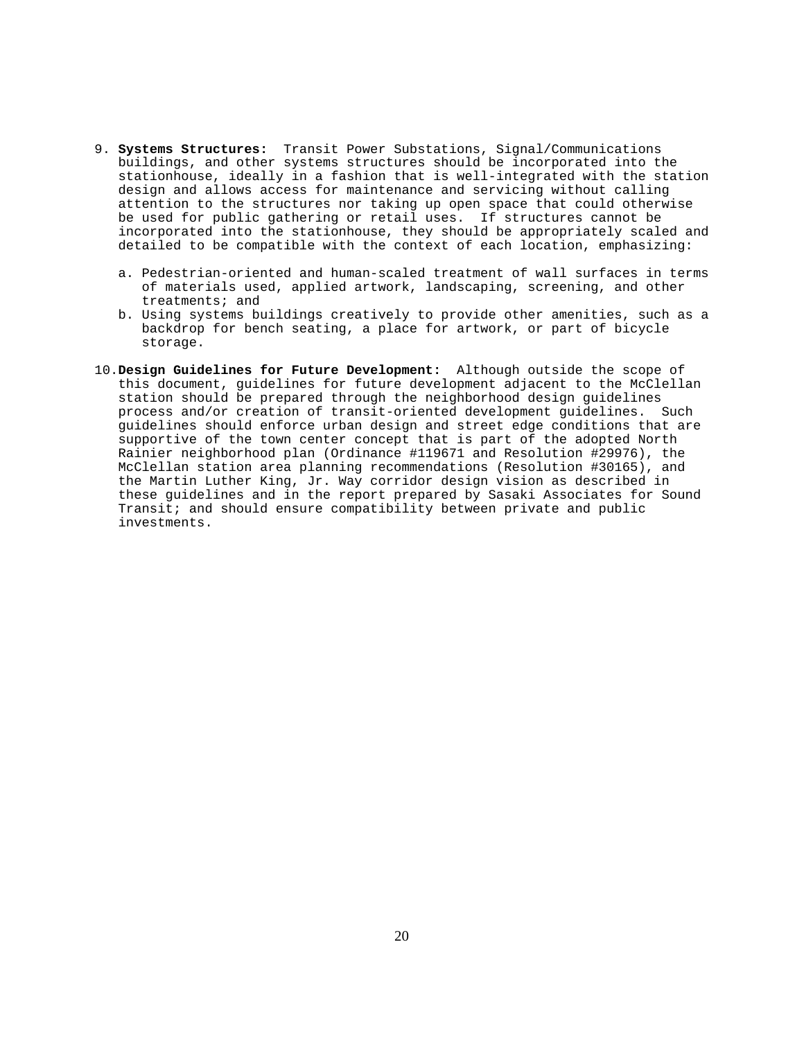9. **Systems Structures:** Transit Power Substations, Signal/Communications buildings, and other systems structures should be incorporated into the stationhouse, ideally in a fashion that is well-integrated with the station design and allows access for maintenance and servicing without calling attention to the structures nor taking up open space that could otherwise be used for public gathering or retail uses. If structures cannot be incorporated into the stationhouse, they should be appropriately scaled and detailed to be compatible with the context of each location, emphasizing:

   a. Pedestrian-oriented and human-scaled treatment of wall surfaces in terms of materials used, applied artwork, landscaping, screening, and other treatments; and
   b. Using systems buildings creatively to provide other amenities, such as a backdrop for bench seating, a place for artwork, or part of bicycle storage.

10. **Design Guidelines for Future Development:** Although outside the scope of this document, guidelines for future development adjacent to the McClellan station should be prepared through the neighborhood design guidelines process and/or creation of transit-oriented development guidelines. Such guidelines should enforce urban design and street edge conditions that are supportive of the town center concept that is part of the adopted North Rainier neighborhood plan (Ordinance #119671 and Resolution #29976), the McClellan station area planning recommendations (Resolution #30165), and the Martin Luther King, Jr. Way corridor design vision as described in these guidelines and in the report prepared by Sasaki Associates for Sound Transit; and should ensure compatibility between private and public investments.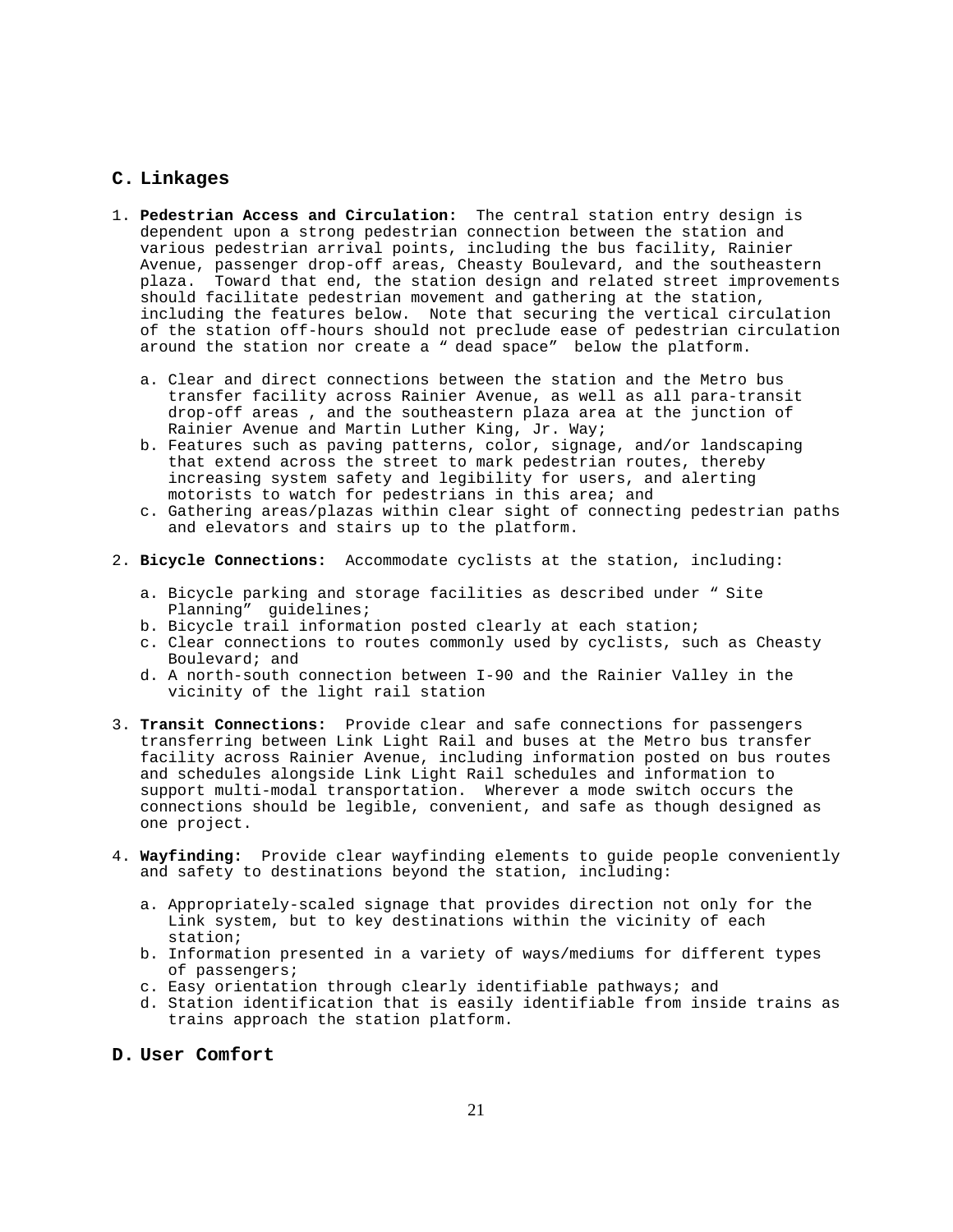## C. Linkages

1. **Pedestrian Access and Circulation:** The central station entry design is dependent upon a strong pedestrian connection between the station and various pedestrian arrival points, including the bus facility, Rainier Avenue, passenger drop-off areas, Cheasty Boulevard, and the southeastern plaza. Toward that end, the station design and related street improvements should facilitate pedestrian movement and gathering at the station, including the features below. Note that securing the vertical circulation of the station off-hours should not preclude ease of pedestrian circulation around the station nor create a " dead space" below the platform.

   a. Clear and direct connections between the station and the Metro bus transfer facility across Rainier Avenue, as well as all para-transit drop-off areas , and the southeastern plaza area at the junction of Rainier Avenue and Martin Luther King, Jr. Way;
   b. Features such as paving patterns, color, signage, and/or landscaping that extend across the street to mark pedestrian routes, thereby increasing system safety and legibility for users, and alerting motorists to watch for pedestrians in this area; and
   c. Gathering areas/plazas within clear sight of connecting pedestrian paths and elevators and stairs up to the platform.

2. **Bicycle Connections:** Accommodate cyclists at the station, including:

   a. Bicycle parking and storage facilities as described under " Site Planning" guidelines;
   b. Bicycle trail information posted clearly at each station;
   c. Clear connections to routes commonly used by cyclists, such as Cheasty Boulevard; and
   d. A north-south connection between I-90 and the Rainier Valley in the vicinity of the light rail station

3. **Transit Connections:** Provide clear and safe connections for passengers transferring between Link Light Rail and buses at the Metro bus transfer facility across Rainier Avenue, including information posted on bus routes and schedules alongside Link Light Rail schedules and information to support multi-modal transportation. Wherever a mode switch occurs the connections should be legible, convenient, and safe as though designed as one project.

4. **Wayfinding:** Provide clear wayfinding elements to guide people conveniently and safety to destinations beyond the station, including:

   a. Appropriately-scaled signage that provides direction not only for the Link system, but to key destinations within the vicinity of each station;
   b. Information presented in a variety of ways/mediums for different types of passengers;
   c. Easy orientation through clearly identifiable pathways; and
   d. Station identification that is easily identifiable from inside trains as trains approach the station platform.

## D. User Comfort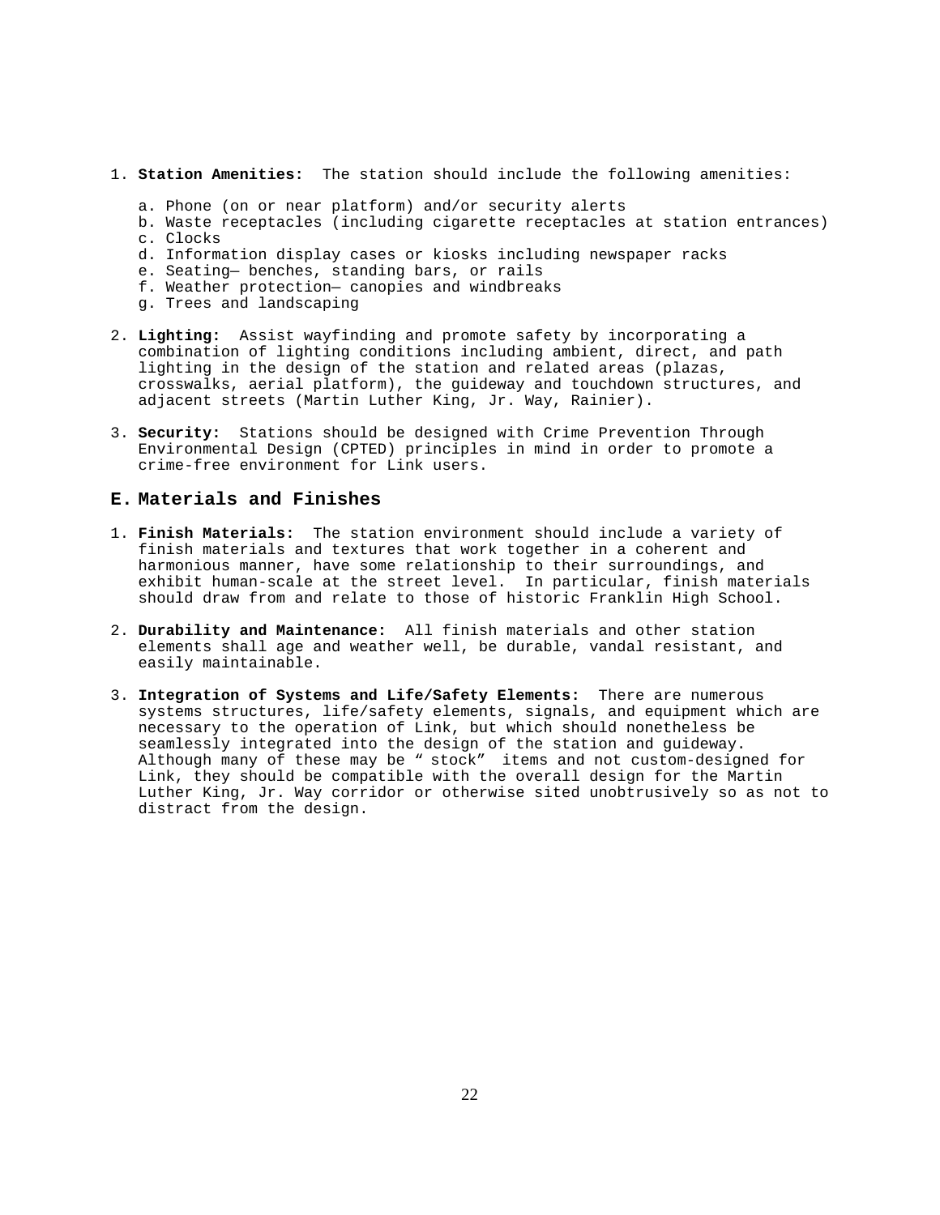1. **Station Amenities:** The station should include the following amenities:

   a. Phone (on or near platform) and/or security alerts
   b. Waste receptacles (including cigarette receptacles at station entrances)
   c. Clocks
   d. Information display cases or kiosks including newspaper racks
   e. Seating— benches, standing bars, or rails
   f. Weather protection— canopies and windbreaks
   g. Trees and landscaping

2. **Lighting:** Assist wayfinding and promote safety by incorporating a combination of lighting conditions including ambient, direct, and path lighting in the design of the station and related areas (plazas, crosswalks, aerial platform), the guideway and touchdown structures, and adjacent streets (Martin Luther King, Jr. Way, Rainier).

3. **Security:** Stations should be designed with Crime Prevention Through Environmental Design (CPTED) principles in mind in order to promote a crime-free environment for Link users.

## E. Materials and Finishes

1. **Finish Materials:** The station environment should include a variety of finish materials and textures that work together in a coherent and harmonious manner, have some relationship to their surroundings, and exhibit human-scale at the street level. In particular, finish materials should draw from and relate to those of historic Franklin High School.

2. **Durability and Maintenance:** All finish materials and other station elements shall age and weather well, be durable, vandal resistant, and easily maintainable.

3. **Integration of Systems and Life/Safety Elements:** There are numerous systems structures, life/safety elements, signals, and equipment which are necessary to the operation of Link, but which should nonetheless be seamlessly integrated into the design of the station and guideway. Although many of these may be " stock" items and not custom-designed for Link, they should be compatible with the overall design for the Martin Luther King, Jr. Way corridor or otherwise sited unobtrusively so as not to distract from the design.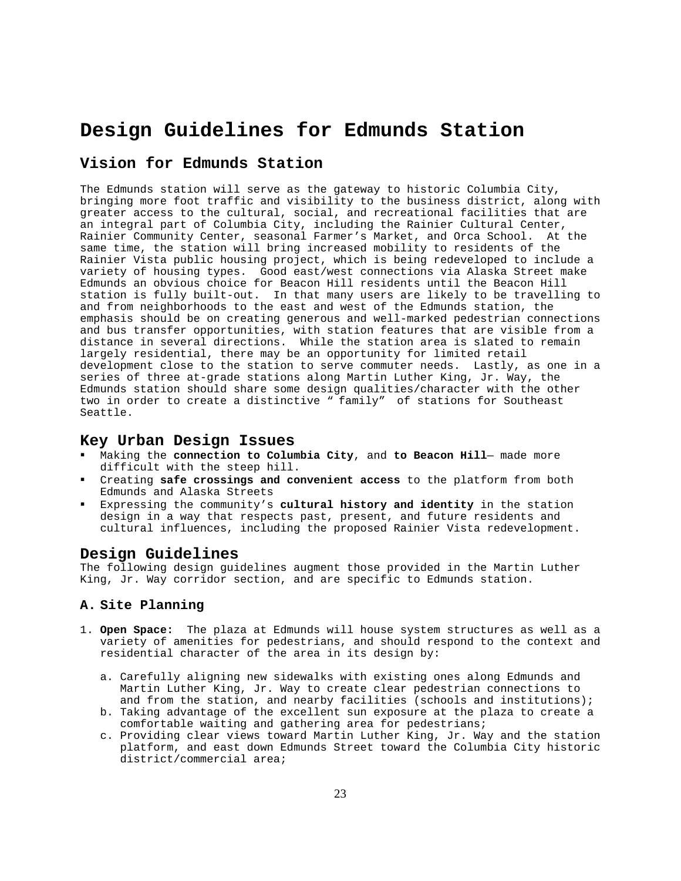# Design Guidelines for Edmunds Station

## Vision for Edmunds Station

The Edmunds station will serve as the gateway to historic Columbia City, bringing more foot traffic and visibility to the business district, along with greater access to the cultural, social, and recreational facilities that are an integral part of Columbia City, including the Rainier Cultural Center, Rainier Community Center, seasonal Farmer's Market, and Orca School. At the same time, the station will bring increased mobility to residents of the Rainier Vista public housing project, which is being redeveloped to include a variety of housing types. Good east/west connections via Alaska Street make Edmunds an obvious choice for Beacon Hill residents until the Beacon Hill station is fully built-out. In that many users are likely to be travelling to and from neighborhoods to the east and west of the Edmunds station, the emphasis should be on creating generous and well-marked pedestrian connections and bus transfer opportunities, with station features that are visible from a distance in several directions. While the station area is slated to remain largely residential, there may be an opportunity for limited retail development close to the station to serve commuter needs. Lastly, as one in a series of three at-grade stations along Martin Luther King, Jr. Way, the Edmunds station should share some design qualities/character with the other two in order to create a distinctive " family" of stations for Southeast Seattle.

## Key Urban Design Issues

- Making the **connection to Columbia City**, and **to Beacon Hill**— made more difficult with the steep hill.
- Creating **safe crossings and convenient access** to the platform from both Edmunds and Alaska Streets
- Expressing the community's **cultural history and identity** in the station design in a way that respects past, present, and future residents and cultural influences, including the proposed Rainier Vista redevelopment.

## Design Guidelines

The following design guidelines augment those provided in the Martin Luther King, Jr. Way corridor section, and are specific to Edmunds station.

### A. Site Planning

1. **Open Space:** The plaza at Edmunds will house system structures as well as a variety of amenities for pedestrians, and should respond to the context and residential character of the area in its design by:

   a. Carefully aligning new sidewalks with existing ones along Edmunds and Martin Luther King, Jr. Way to create clear pedestrian connections to and from the station, and nearby facilities (schools and institutions);
   b. Taking advantage of the excellent sun exposure at the plaza to create a comfortable waiting and gathering area for pedestrians;
   c. Providing clear views toward Martin Luther King, Jr. Way and the station platform, and east down Edmunds Street toward the Columbia City historic district/commercial area;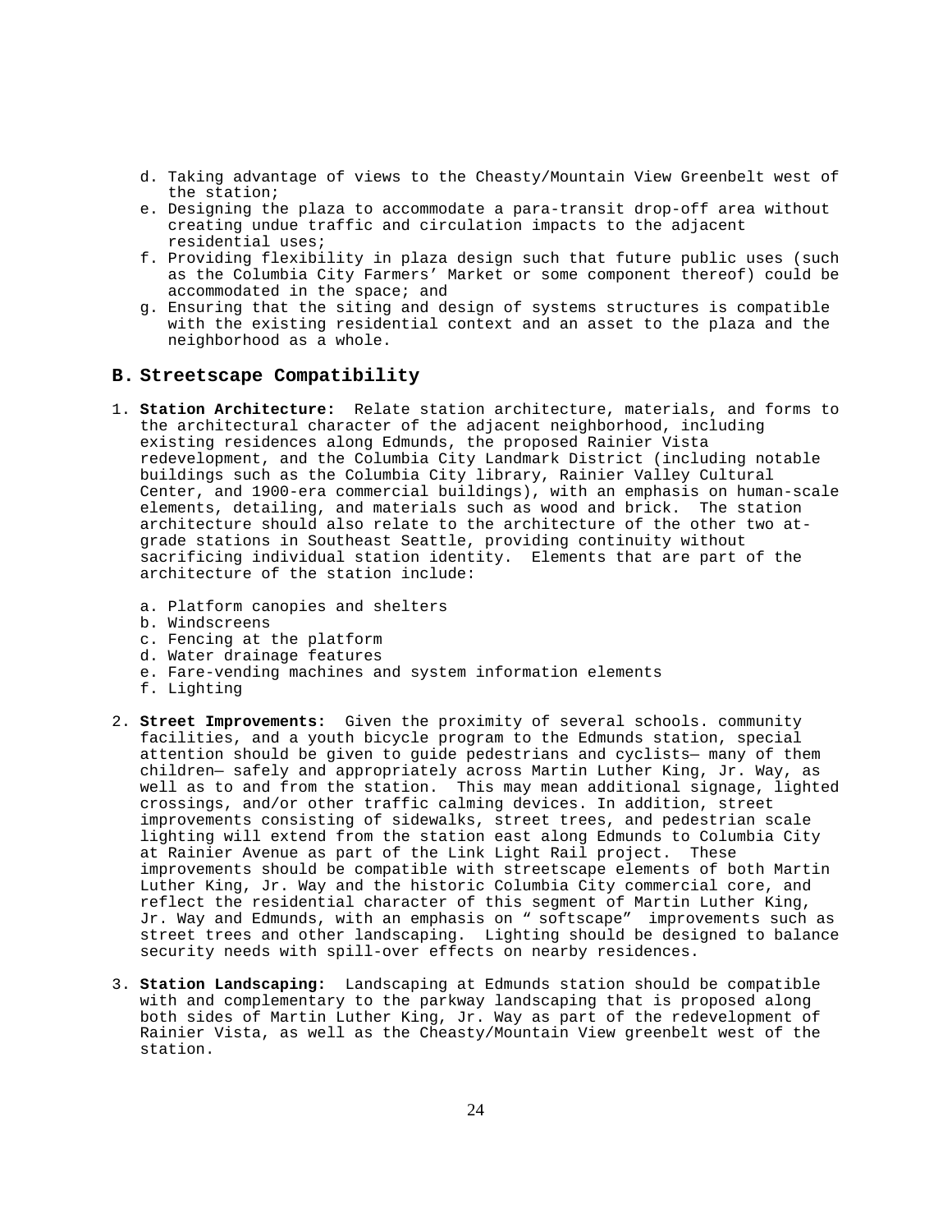d. Taking advantage of views to the Cheasty/Mountain View Greenbelt west of the station;
e. Designing the plaza to accommodate a para-transit drop-off area without creating undue traffic and circulation impacts to the adjacent residential uses;
f. Providing flexibility in plaza design such that future public uses (such as the Columbia City Farmers' Market or some component thereof) could be accommodated in the space; and
g. Ensuring that the siting and design of systems structures is compatible with the existing residential context and an asset to the plaza and the neighborhood as a whole.

## B. Streetscape Compatibility

1. **Station Architecture:** Relate station architecture, materials, and forms to the architectural character of the adjacent neighborhood, including existing residences along Edmunds, the proposed Rainier Vista redevelopment, and the Columbia City Landmark District (including notable buildings such as the Columbia City library, Rainier Valley Cultural Center, and 1900-era commercial buildings), with an emphasis on human-scale elements, detailing, and materials such as wood and brick. The station architecture should also relate to the architecture of the other two at-grade stations in Southeast Seattle, providing continuity without sacrificing individual station identity. Elements that are part of the architecture of the station include:

   a. Platform canopies and shelters
   b. Windscreens
   c. Fencing at the platform
   d. Water drainage features
   e. Fare-vending machines and system information elements
   f. Lighting

2. **Street Improvements:** Given the proximity of several schools. community facilities, and a youth bicycle program to the Edmunds station, special attention should be given to guide pedestrians and cyclists— many of them children— safely and appropriately across Martin Luther King, Jr. Way, as well as to and from the station. This may mean additional signage, lighted crossings, and/or other traffic calming devices. In addition, street improvements consisting of sidewalks, street trees, and pedestrian scale lighting will extend from the station east along Edmunds to Columbia City at Rainier Avenue as part of the Link Light Rail project. These improvements should be compatible with streetscape elements of both Martin Luther King, Jr. Way and the historic Columbia City commercial core, and reflect the residential character of this segment of Martin Luther King, Jr. Way and Edmunds, with an emphasis on "softscape" improvements such as street trees and other landscaping. Lighting should be designed to balance security needs with spill-over effects on nearby residences.

3. **Station Landscaping:** Landscaping at Edmunds station should be compatible with and complementary to the parkway landscaping that is proposed along both sides of Martin Luther King, Jr. Way as part of the redevelopment of Rainier Vista, as well as the Cheasty/Mountain View greenbelt west of the station.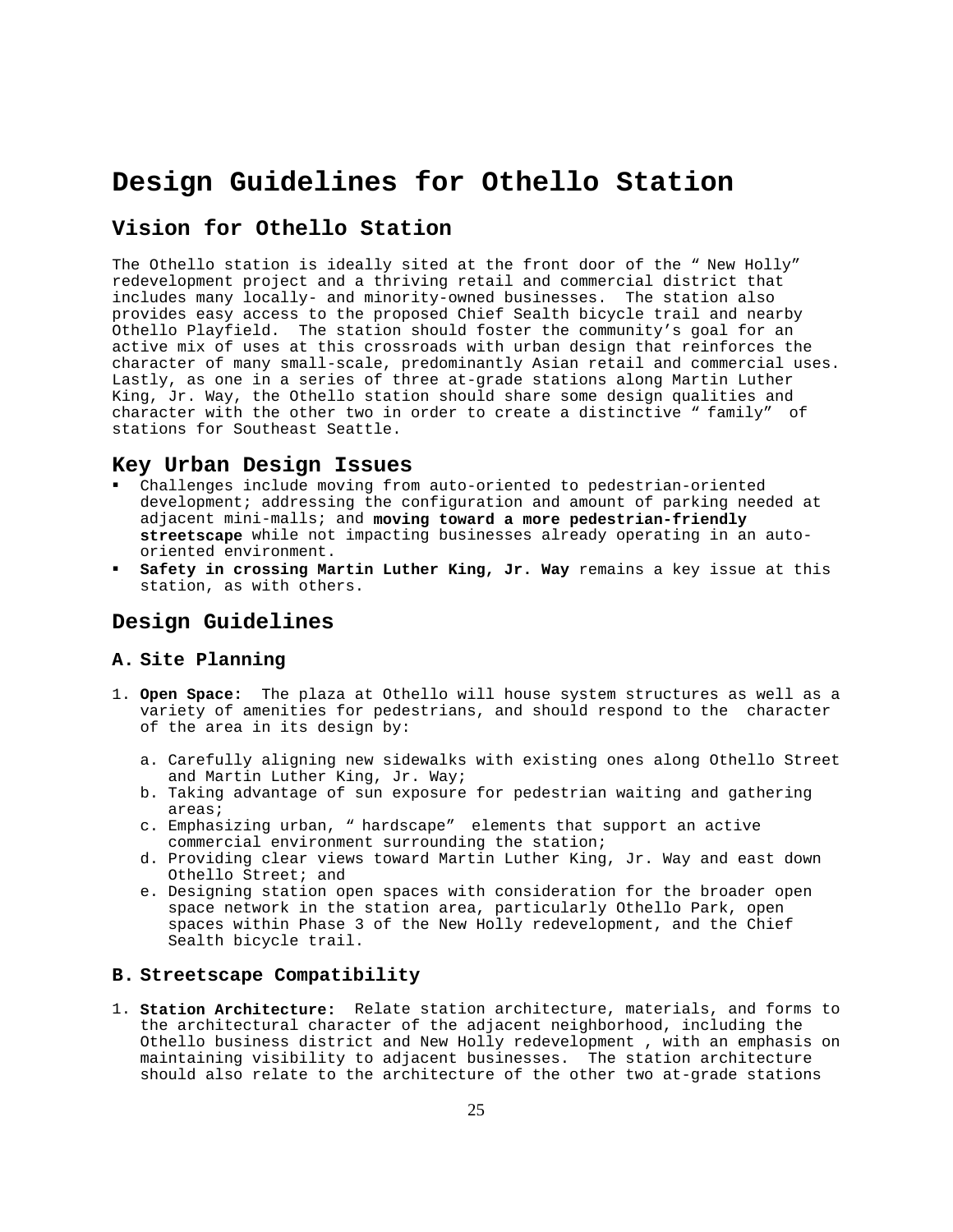# Design Guidelines for Othello Station

## Vision for Othello Station

The Othello station is ideally sited at the front door of the " New Holly" redevelopment project and a thriving retail and commercial district that includes many locally- and minority-owned businesses. The station also provides easy access to the proposed Chief Sealth bicycle trail and nearby Othello Playfield. The station should foster the community's goal for an active mix of uses at this crossroads with urban design that reinforces the character of many small-scale, predominantly Asian retail and commercial uses. Lastly, as one in a series of three at-grade stations along Martin Luther King, Jr. Way, the Othello station should share some design qualities and character with the other two in order to create a distinctive " family" of stations for Southeast Seattle.

## Key Urban Design Issues

- Challenges include moving from auto-oriented to pedestrian-oriented development; addressing the configuration and amount of parking needed at adjacent mini-malls; and **moving toward a more pedestrian-friendly streetscape** while not impacting businesses already operating in an auto-oriented environment.
- **Safety in crossing Martin Luther King, Jr. Way** remains a key issue at this station, as with others.

## Design Guidelines

### A. Site Planning

1. **Open Space:** The plaza at Othello will house system structures as well as a variety of amenities for pedestrians, and should respond to the character of the area in its design by:

   a. Carefully aligning new sidewalks with existing ones along Othello Street and Martin Luther King, Jr. Way;
   b. Taking advantage of sun exposure for pedestrian waiting and gathering areas;
   c. Emphasizing urban, " hardscape" elements that support an active commercial environment surrounding the station;
   d. Providing clear views toward Martin Luther King, Jr. Way and east down Othello Street; and
   e. Designing station open spaces with consideration for the broader open space network in the station area, particularly Othello Park, open spaces within Phase 3 of the New Holly redevelopment, and the Chief Sealth bicycle trail.

### B. Streetscape Compatibility

1. **Station Architecture:** Relate station architecture, materials, and forms to the architectural character of the adjacent neighborhood, including the Othello business district and New Holly redevelopment , with an emphasis on maintaining visibility to adjacent businesses. The station architecture should also relate to the architecture of the other two at-grade stations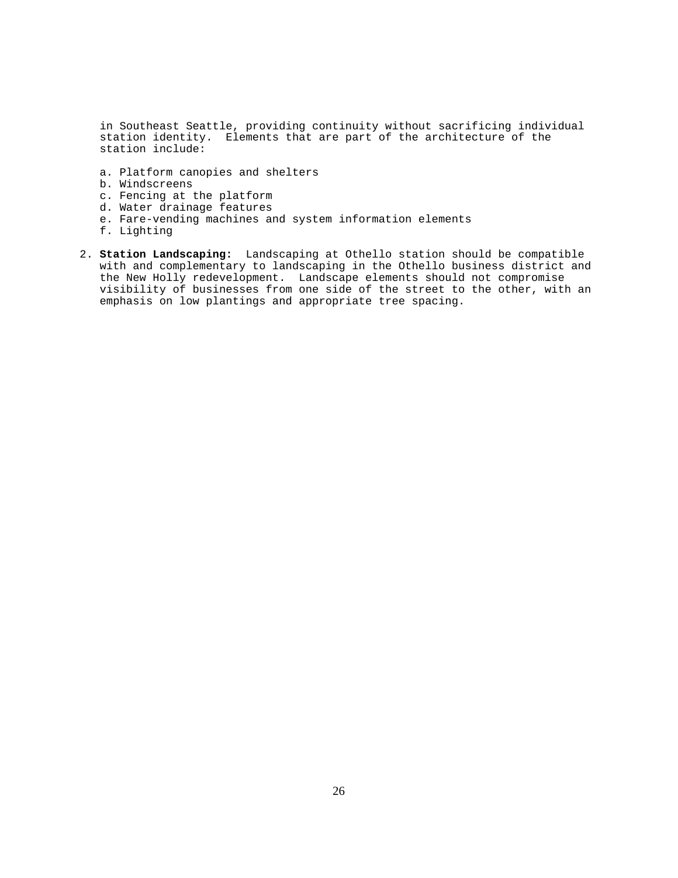in Southeast Seattle, providing continuity without sacrificing individual station identity. Elements that are part of the architecture of the station include:

a. Platform canopies and shelters
b. Windscreens
c. Fencing at the platform
d. Water drainage features
e. Fare-vending machines and system information elements
f. Lighting

2. **Station Landscaping:** Landscaping at Othello station should be compatible with and complementary to landscaping in the Othello business district and the New Holly redevelopment. Landscape elements should not compromise visibility of businesses from one side of the street to the other, with an emphasis on low plantings and appropriate tree spacing.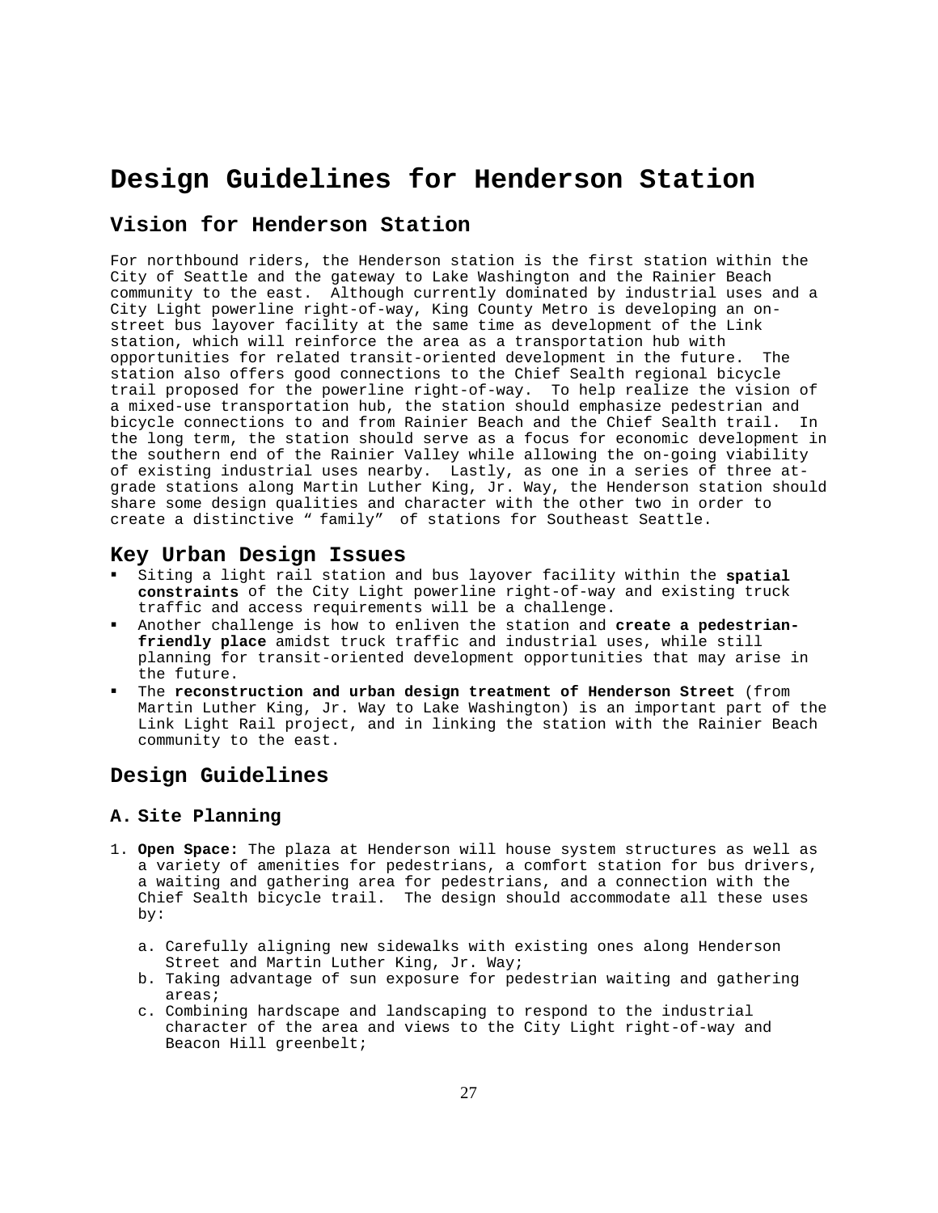# Design Guidelines for Henderson Station

## Vision for Henderson Station

For northbound riders, the Henderson station is the first station within the City of Seattle and the gateway to Lake Washington and the Rainier Beach community to the east. Although currently dominated by industrial uses and a City Light powerline right-of-way, King County Metro is developing an on-street bus layover facility at the same time as development of the Link station, which will reinforce the area as a transportation hub with opportunities for related transit-oriented development in the future. The station also offers good connections to the Chief Sealth regional bicycle trail proposed for the powerline right-of-way. To help realize the vision of a mixed-use transportation hub, the station should emphasize pedestrian and bicycle connections to and from Rainier Beach and the Chief Sealth trail. In the long term, the station should serve as a focus for economic development in the southern end of the Rainier Valley while allowing the on-going viability of existing industrial uses nearby. Lastly, as one in a series of three at-grade stations along Martin Luther King, Jr. Way, the Henderson station should share some design qualities and character with the other two in order to create a distinctive "family" of stations for Southeast Seattle.

## Key Urban Design Issues

- Siting a light rail station and bus layover facility within the **spatial constraints** of the City Light powerline right-of-way and existing truck traffic and access requirements will be a challenge.
- Another challenge is how to enliven the station and **create a pedestrian-friendly place** amidst truck traffic and industrial uses, while still planning for transit-oriented development opportunities that may arise in the future.
- The **reconstruction and urban design treatment of Henderson Street** (from Martin Luther King, Jr. Way to Lake Washington) is an important part of the Link Light Rail project, and in linking the station with the Rainier Beach community to the east.

## Design Guidelines

### A. Site Planning

1. **Open Space:** The plaza at Henderson will house system structures as well as a variety of amenities for pedestrians, a comfort station for bus drivers, a waiting and gathering area for pedestrians, and a connection with the Chief Sealth bicycle trail. The design should accommodate all these uses by:

   a. Carefully aligning new sidewalks with existing ones along Henderson Street and Martin Luther King, Jr. Way;
   b. Taking advantage of sun exposure for pedestrian waiting and gathering areas;
   c. Combining hardscape and landscaping to respond to the industrial character of the area and views to the City Light right-of-way and Beacon Hill greenbelt;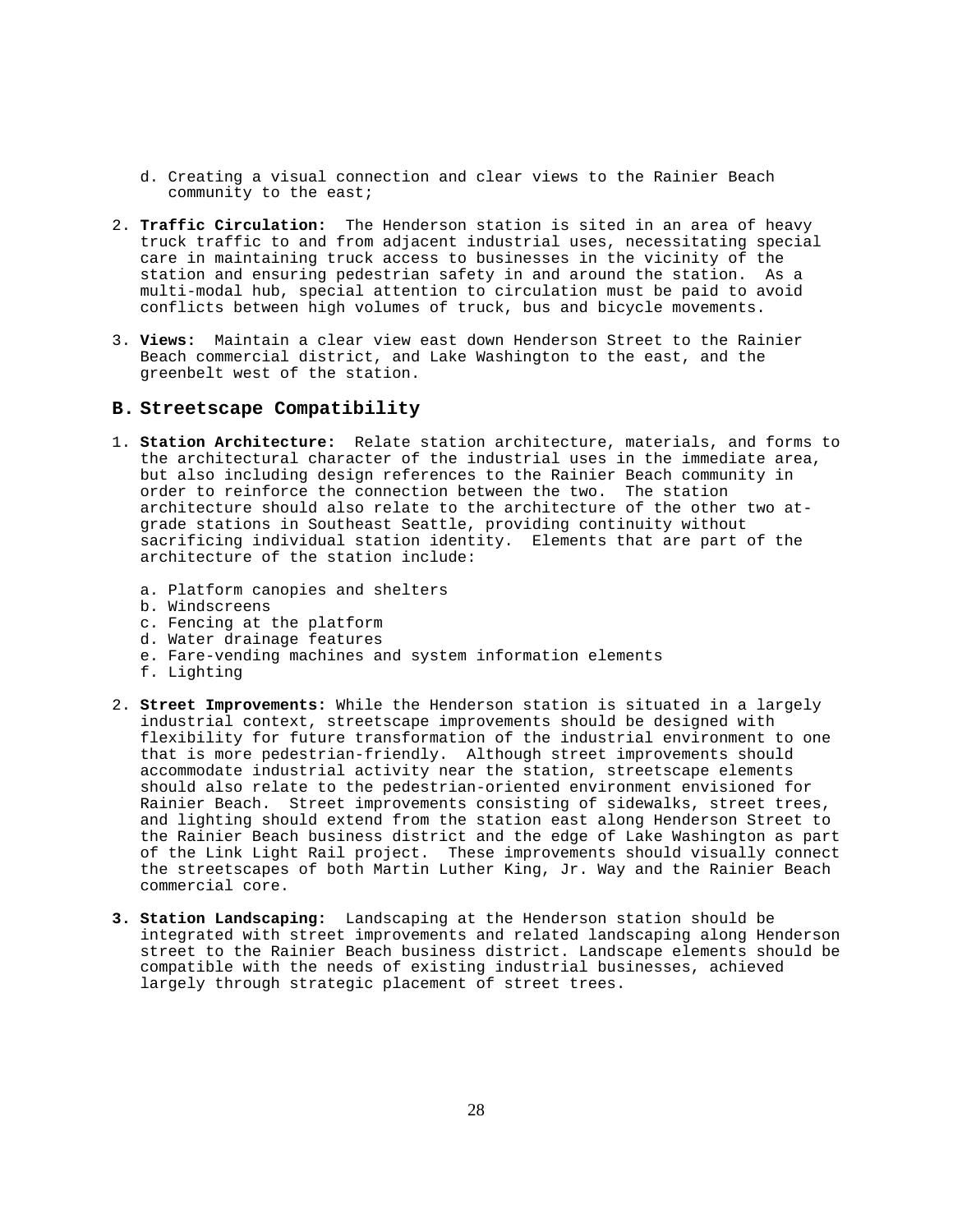d. Creating a visual connection and clear views to the Rainier Beach community to the east;

2. **Traffic Circulation:** The Henderson station is sited in an area of heavy truck traffic to and from adjacent industrial uses, necessitating special care in maintaining truck access to businesses in the vicinity of the station and ensuring pedestrian safety in and around the station. As a multi-modal hub, special attention to circulation must be paid to avoid conflicts between high volumes of truck, bus and bicycle movements.

3. **Views:** Maintain a clear view east down Henderson Street to the Rainier Beach commercial district, and Lake Washington to the east, and the greenbelt west of the station.

## B. Streetscape Compatibility

1. **Station Architecture:** Relate station architecture, materials, and forms to the architectural character of the industrial uses in the immediate area, but also including design references to the Rainier Beach community in order to reinforce the connection between the two. The station architecture should also relate to the architecture of the other two at-grade stations in Southeast Seattle, providing continuity without sacrificing individual station identity. Elements that are part of the architecture of the station include:

   a. Platform canopies and shelters
   b. Windscreens
   c. Fencing at the platform
   d. Water drainage features
   e. Fare-vending machines and system information elements
   f. Lighting

2. **Street Improvements:** While the Henderson station is situated in a largely industrial context, streetscape improvements should be designed with flexibility for future transformation of the industrial environment to one that is more pedestrian-friendly. Although street improvements should accommodate industrial activity near the station, streetscape elements should also relate to the pedestrian-oriented environment envisioned for Rainier Beach. Street improvements consisting of sidewalks, street trees, and lighting should extend from the station east along Henderson Street to the Rainier Beach business district and the edge of Lake Washington as part of the Link Light Rail project. These improvements should visually connect the streetscapes of both Martin Luther King, Jr. Way and the Rainier Beach commercial core.

3. **Station Landscaping:** Landscaping at the Henderson station should be integrated with street improvements and related landscaping along Henderson street to the Rainier Beach business district. Landscape elements should be compatible with the needs of existing industrial businesses, achieved largely through strategic placement of street trees.